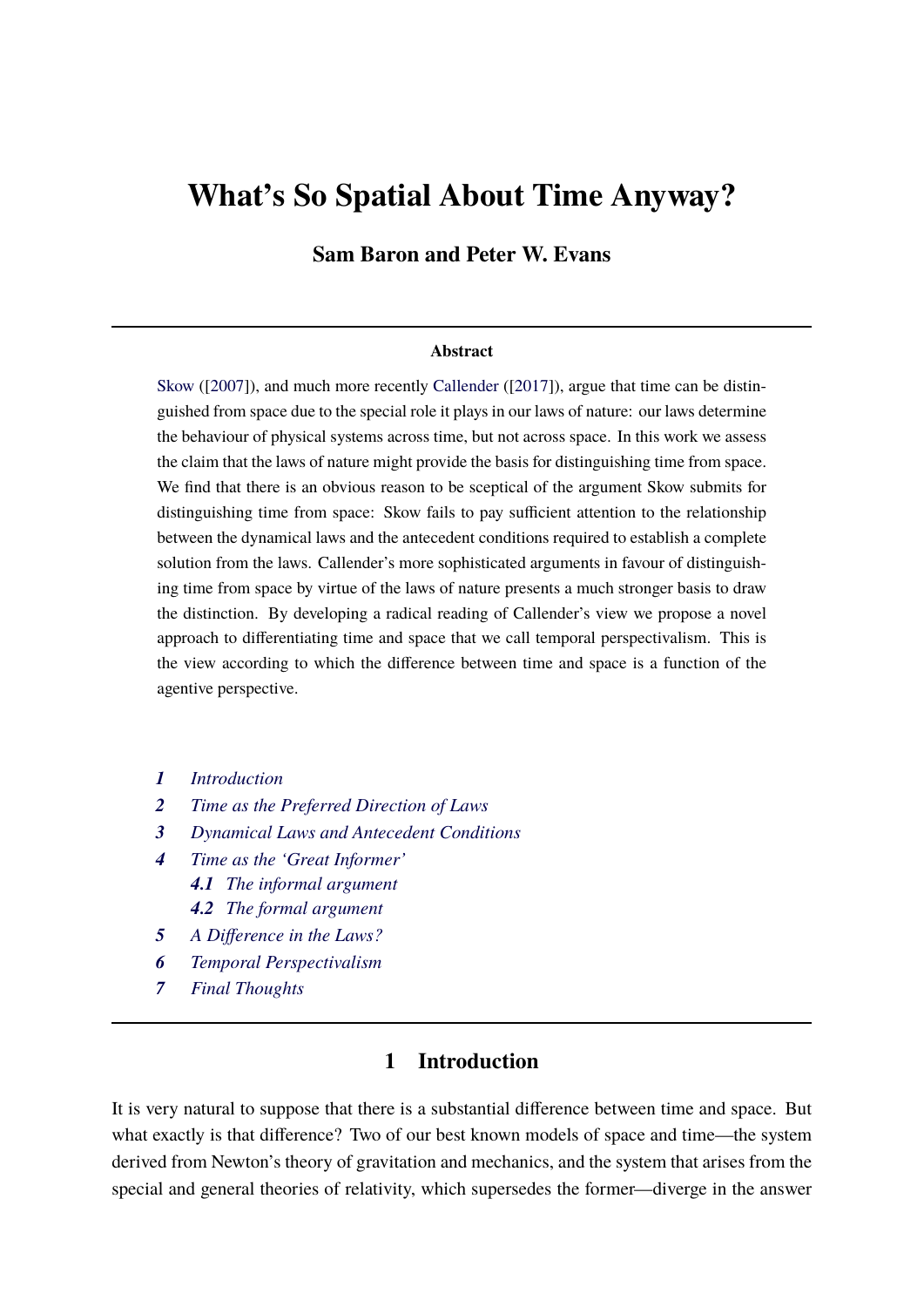# What's So Spatial About Time Anyway?

**Sam Baron and Peter W. Evans**

---

**Abstract**

Skow ([2007]), and much more recently Callender ([2017]), argue that time can be distinguished from space due to the special role it plays in our laws of nature: our laws determine the behaviour of physical systems across time, but not across space. In this work we assess the claim that the laws of nature might provide the basis for distinguishing time from space. We find that there is an obvious reason to be sceptical of the argument Skow submits for distinguishing time from space: Skow fails to pay sufficient attention to the relationship between the dynamical laws and the antecedent conditions required to establish a complete solution from the laws. Callender's more sophisticated arguments in favour of distinguishing time from space by virtue of the laws of nature presents a much stronger basis to draw the distinction. By developing a radical reading of Callender's view we propose a novel approach to differentiating time and space that we call temporal perspectivalism. This is the view according to which the difference between time and space is a function of the agentive perspective.

*1* *Introduction*
*2* *Time as the Preferred Direction of Laws*
*3* *Dynamical Laws and Antecedent Conditions*
*4* *Time as the 'Great Informer'*
  *4.1* *The informal argument*
  *4.2* *The formal argument*
*5* *A Difference in the Laws?*
*6* *Temporal Perspectivalism*
*7* *Final Thoughts*

---

## 1 Introduction

It is very natural to suppose that there is a substantial difference between time and space. But what exactly is that difference? Two of our best known models of space and time—the system derived from Newton's theory of gravitation and mechanics, and the system that arises from the special and general theories of relativity, which supersedes the former—diverge in the answer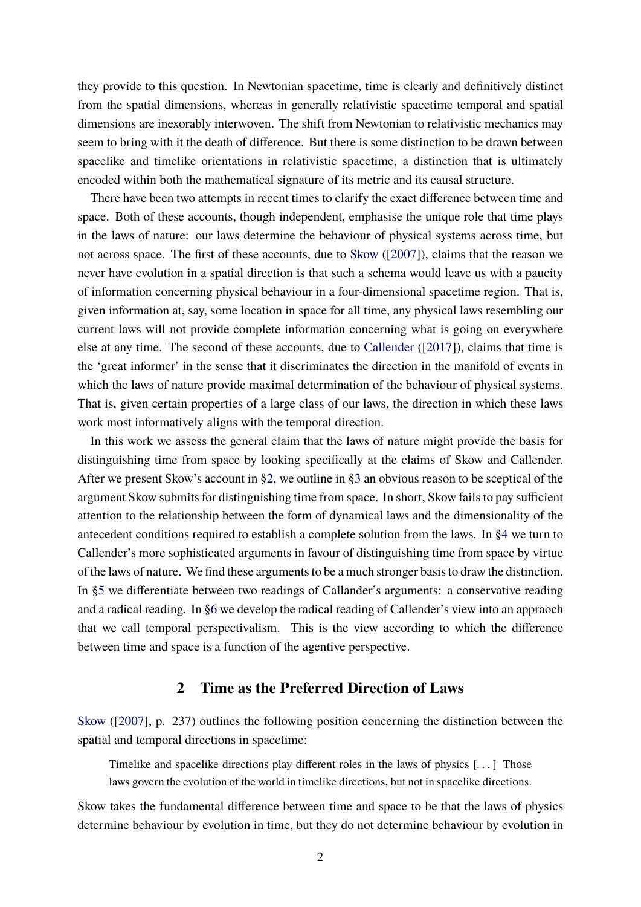they provide to this question. In Newtonian spacetime, time is clearly and definitively distinct from the spatial dimensions, whereas in generally relativistic spacetime temporal and spatial dimensions are inexorably interwoven. The shift from Newtonian to relativistic mechanics may seem to bring with it the death of difference. But there is some distinction to be drawn between spacelike and timelike orientations in relativistic spacetime, a distinction that is ultimately encoded within both the mathematical signature of its metric and its causal structure.

There have been two attempts in recent times to clarify the exact difference between time and space. Both of these accounts, though independent, emphasise the unique role that time plays in the laws of nature: our laws determine the behaviour of physical systems across time, but not across space. The first of these accounts, due to Skow ([2007]), claims that the reason we never have evolution in a spatial direction is that such a schema would leave us with a paucity of information concerning physical behaviour in a four-dimensional spacetime region. That is, given information at, say, some location in space for all time, any physical laws resembling our current laws will not provide complete information concerning what is going on everywhere else at any time. The second of these accounts, due to Callender ([2017]), claims that time is the 'great informer' in the sense that it discriminates the direction in the manifold of events in which the laws of nature provide maximal determination of the behaviour of physical systems. That is, given certain properties of a large class of our laws, the direction in which these laws work most informatively aligns with the temporal direction.

In this work we assess the general claim that the laws of nature might provide the basis for distinguishing time from space by looking specifically at the claims of Skow and Callender. After we present Skow's account in §2, we outline in §3 an obvious reason to be sceptical of the argument Skow submits for distinguishing time from space. In short, Skow fails to pay sufficient attention to the relationship between the form of dynamical laws and the dimensionality of the antecedent conditions required to establish a complete solution from the laws. In §4 we turn to Callender's more sophisticated arguments in favour of distinguishing time from space by virtue of the laws of nature. We find these arguments to be a much stronger basis to draw the distinction. In §5 we differentiate between two readings of Callander's arguments: a conservative reading and a radical reading. In §6 we develop the radical reading of Callender's view into an appraoch that we call temporal perspectivalism. This is the view according to which the difference between time and space is a function of the agentive perspective.

## 2 Time as the Preferred Direction of Laws

Skow ([2007], p. 237) outlines the following position concerning the distinction between the spatial and temporal directions in spacetime:

> Timelike and spacelike directions play different roles in the laws of physics [. . . ] Those laws govern the evolution of the world in timelike directions, but not in spacelike directions.

Skow takes the fundamental difference between time and space to be that the laws of physics determine behaviour by evolution in time, but they do not determine behaviour by evolution in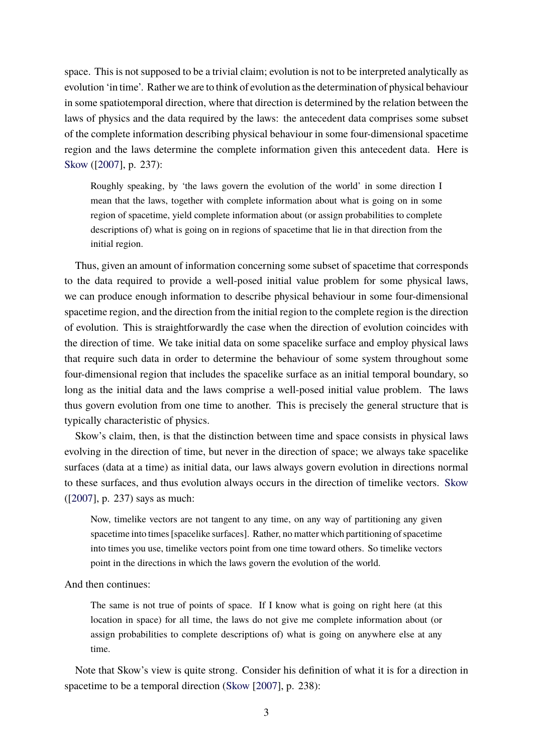space. This is not supposed to be a trivial claim; evolution is not to be interpreted analytically as evolution 'in time'. Rather we are to think of evolution as the determination of physical behaviour in some spatiotemporal direction, where that direction is determined by the relation between the laws of physics and the data required by the laws: the antecedent data comprises some subset of the complete information describing physical behaviour in some four-dimensional spacetime region and the laws determine the complete information given this antecedent data. Here is Skow ([2007], p. 237):

> Roughly speaking, by 'the laws govern the evolution of the world' in some direction I mean that the laws, together with complete information about what is going on in some region of spacetime, yield complete information about (or assign probabilities to complete descriptions of) what is going on in regions of spacetime that lie in that direction from the initial region.

Thus, given an amount of information concerning some subset of spacetime that corresponds to the data required to provide a well-posed initial value problem for some physical laws, we can produce enough information to describe physical behaviour in some four-dimensional spacetime region, and the direction from the initial region to the complete region is the direction of evolution. This is straightforwardly the case when the direction of evolution coincides with the direction of time. We take initial data on some spacelike surface and employ physical laws that require such data in order to determine the behaviour of some system throughout some four-dimensional region that includes the spacelike surface as an initial temporal boundary, so long as the initial data and the laws comprise a well-posed initial value problem. The laws thus govern evolution from one time to another. This is precisely the general structure that is typically characteristic of physics.

Skow's claim, then, is that the distinction between time and space consists in physical laws evolving in the direction of time, but never in the direction of space; we always take spacelike surfaces (data at a time) as initial data, our laws always govern evolution in directions normal to these surfaces, and thus evolution always occurs in the direction of timelike vectors. Skow ([2007], p. 237) says as much:

> Now, timelike vectors are not tangent to any time, on any way of partitioning any given spacetime into times [spacelike surfaces]. Rather, no matter which partitioning of spacetime into times you use, timelike vectors point from one time toward others. So timelike vectors point in the directions in which the laws govern the evolution of the world.

And then continues:

> The same is not true of points of space. If I know what is going on right here (at this location in space) for all time, the laws do not give me complete information about (or assign probabilities to complete descriptions of) what is going on anywhere else at any time.

Note that Skow's view is quite strong. Consider his definition of what it is for a direction in spacetime to be a temporal direction (Skow [2007], p. 238):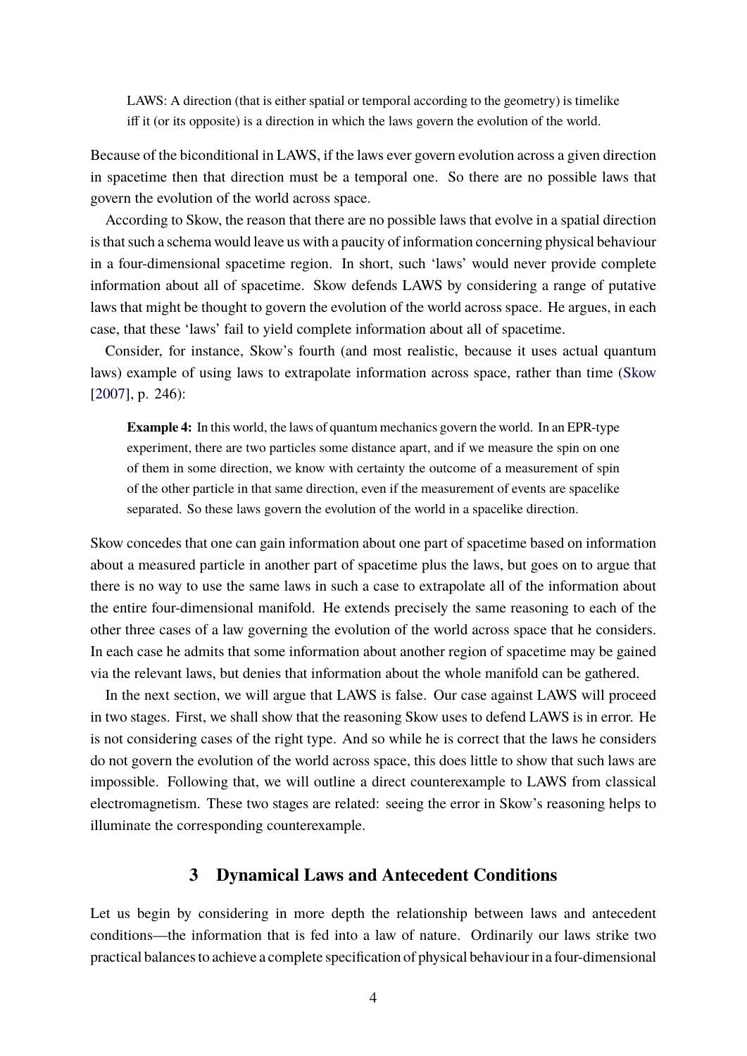> LAWS: A direction (that is either spatial or temporal according to the geometry) is timelike iff it (or its opposite) is a direction in which the laws govern the evolution of the world.

Because of the biconditional in LAWS, if the laws ever govern evolution across a given direction in spacetime then that direction must be a temporal one. So there are no possible laws that govern the evolution of the world across space.

According to Skow, the reason that there are no possible laws that evolve in a spatial direction is that such a schema would leave us with a paucity of information concerning physical behaviour in a four-dimensional spacetime region. In short, such 'laws' would never provide complete information about all of spacetime. Skow defends LAWS by considering a range of putative laws that might be thought to govern the evolution of the world across space. He argues, in each case, that these 'laws' fail to yield complete information about all of spacetime.

Consider, for instance, Skow's fourth (and most realistic, because it uses actual quantum laws) example of using laws to extrapolate information across space, rather than time (Skow [2007], p. 246):

> **Example 4:** In this world, the laws of quantum mechanics govern the world. In an EPR-type experiment, there are two particles some distance apart, and if we measure the spin on one of them in some direction, we know with certainty the outcome of a measurement of spin of the other particle in that same direction, even if the measurement of events are spacelike separated. So these laws govern the evolution of the world in a spacelike direction.

Skow concedes that one can gain information about one part of spacetime based on information about a measured particle in another part of spacetime plus the laws, but goes on to argue that there is no way to use the same laws in such a case to extrapolate all of the information about the entire four-dimensional manifold. He extends precisely the same reasoning to each of the other three cases of a law governing the evolution of the world across space that he considers. In each case he admits that some information about another region of spacetime may be gained via the relevant laws, but denies that information about the whole manifold can be gathered.

In the next section, we will argue that LAWS is false. Our case against LAWS will proceed in two stages. First, we shall show that the reasoning Skow uses to defend LAWS is in error. He is not considering cases of the right type. And so while he is correct that the laws he considers do not govern the evolution of the world across space, this does little to show that such laws are impossible. Following that, we will outline a direct counterexample to LAWS from classical electromagnetism. These two stages are related: seeing the error in Skow's reasoning helps to illuminate the corresponding counterexample.

## 3 Dynamical Laws and Antecedent Conditions

Let us begin by considering in more depth the relationship between laws and antecedent conditions—the information that is fed into a law of nature. Ordinarily our laws strike two practical balances to achieve a complete specification of physical behaviour in a four-dimensional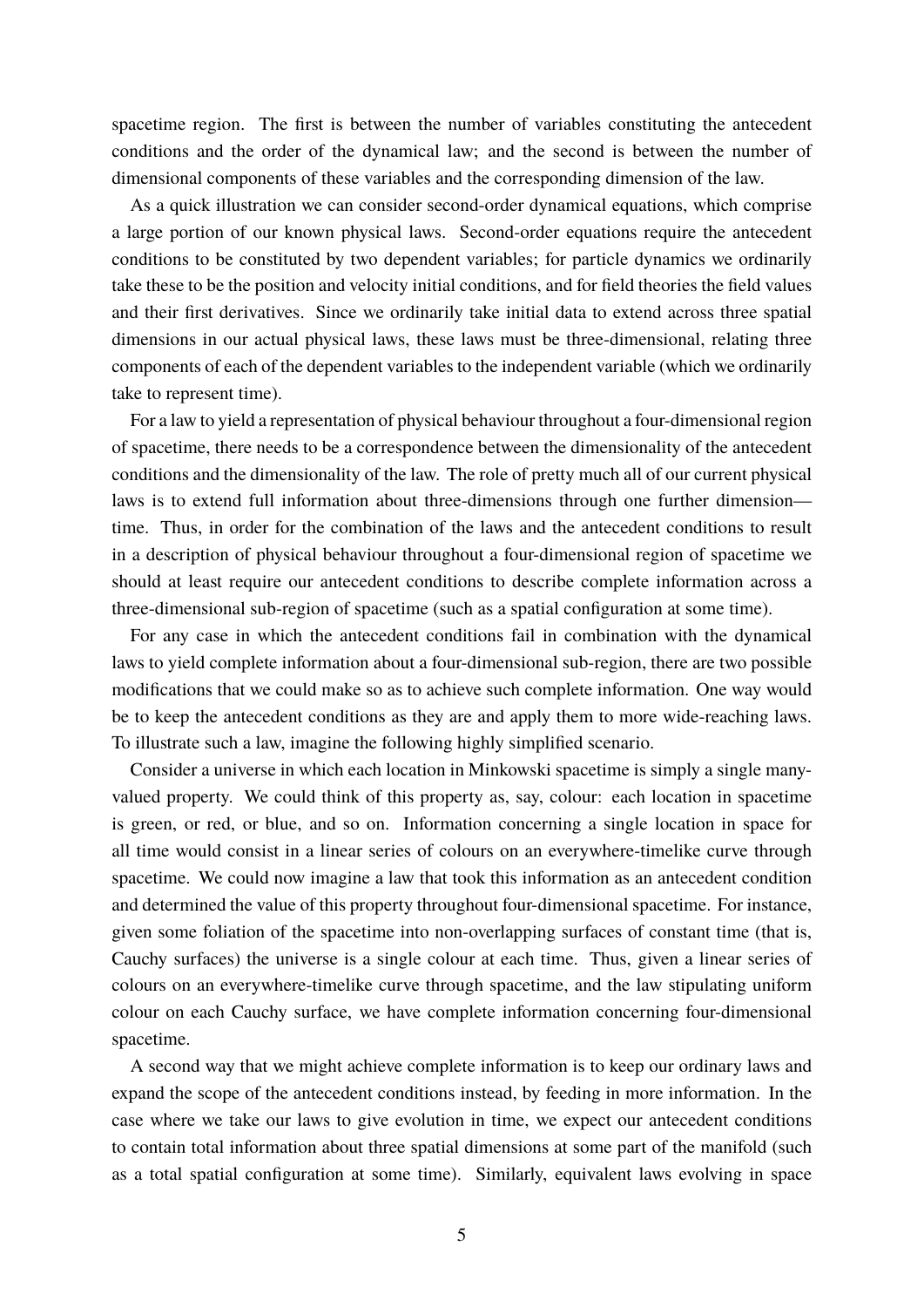spacetime region. The first is between the number of variables constituting the antecedent conditions and the order of the dynamical law; and the second is between the number of dimensional components of these variables and the corresponding dimension of the law.

As a quick illustration we can consider second-order dynamical equations, which comprise a large portion of our known physical laws. Second-order equations require the antecedent conditions to be constituted by two dependent variables; for particle dynamics we ordinarily take these to be the position and velocity initial conditions, and for field theories the field values and their first derivatives. Since we ordinarily take initial data to extend across three spatial dimensions in our actual physical laws, these laws must be three-dimensional, relating three components of each of the dependent variables to the independent variable (which we ordinarily take to represent time).

For a law to yield a representation of physical behaviour throughout a four-dimensional region of spacetime, there needs to be a correspondence between the dimensionality of the antecedent conditions and the dimensionality of the law. The role of pretty much all of our current physical laws is to extend full information about three-dimensions through one further dimension—time. Thus, in order for the combination of the laws and the antecedent conditions to result in a description of physical behaviour throughout a four-dimensional region of spacetime we should at least require our antecedent conditions to describe complete information across a three-dimensional sub-region of spacetime (such as a spatial configuration at some time).

For any case in which the antecedent conditions fail in combination with the dynamical laws to yield complete information about a four-dimensional sub-region, there are two possible modifications that we could make so as to achieve such complete information. One way would be to keep the antecedent conditions as they are and apply them to more wide-reaching laws. To illustrate such a law, imagine the following highly simplified scenario.

Consider a universe in which each location in Minkowski spacetime is simply a single many-valued property. We could think of this property as, say, colour: each location in spacetime is green, or red, or blue, and so on. Information concerning a single location in space for all time would consist in a linear series of colours on an everywhere-timelike curve through spacetime. We could now imagine a law that took this information as an antecedent condition and determined the value of this property throughout four-dimensional spacetime. For instance, given some foliation of the spacetime into non-overlapping surfaces of constant time (that is, Cauchy surfaces) the universe is a single colour at each time. Thus, given a linear series of colours on an everywhere-timelike curve through spacetime, and the law stipulating uniform colour on each Cauchy surface, we have complete information concerning four-dimensional spacetime.

A second way that we might achieve complete information is to keep our ordinary laws and expand the scope of the antecedent conditions instead, by feeding in more information. In the case where we take our laws to give evolution in time, we expect our antecedent conditions to contain total information about three spatial dimensions at some part of the manifold (such as a total spatial configuration at some time). Similarly, equivalent laws evolving in space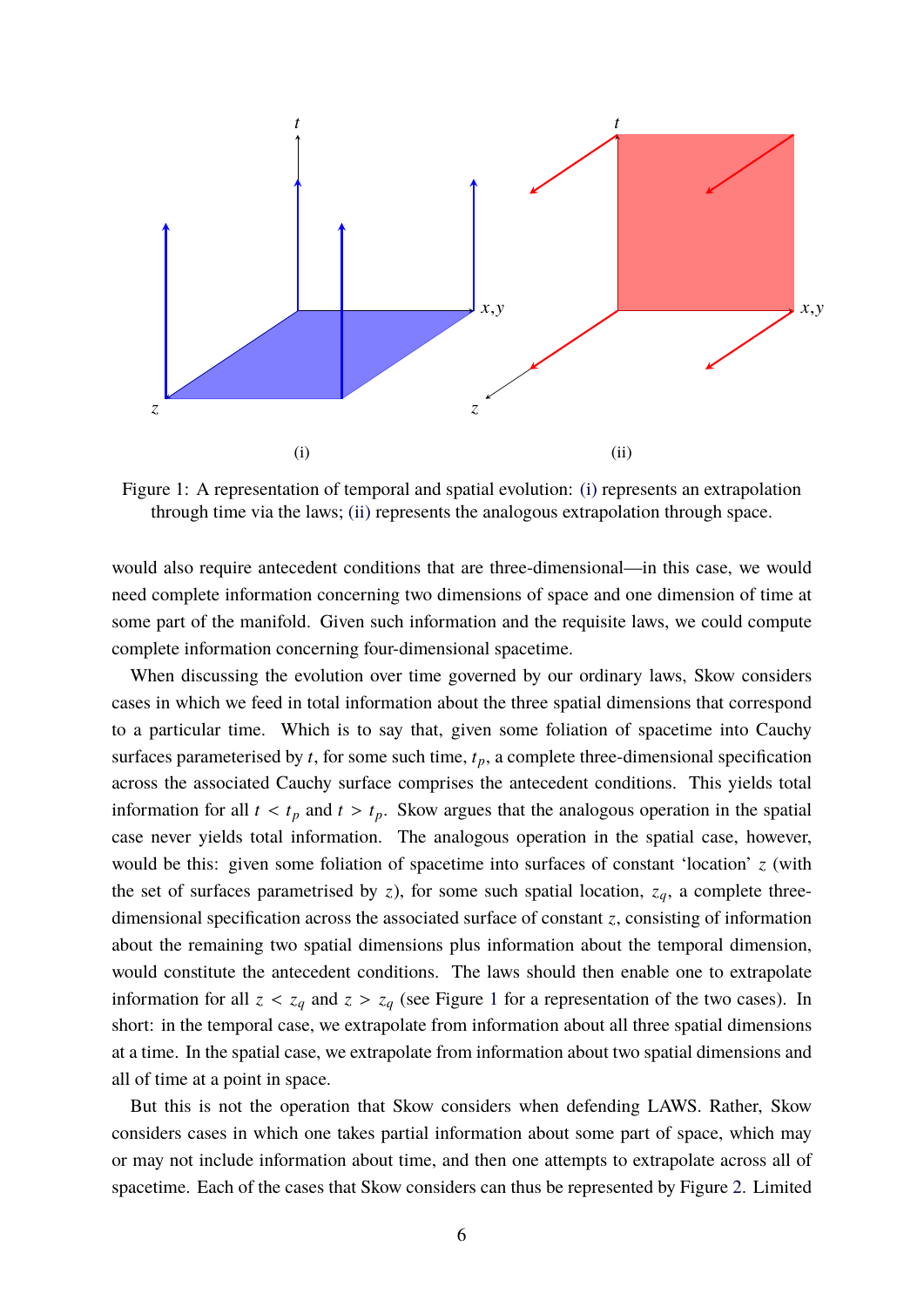Figure 1: A representation of temporal and spatial evolution: (i) represents an extrapolation through time via the laws; (ii) represents the analogous extrapolation through space.

would also require antecedent conditions that are three-dimensional—in this case, we would need complete information concerning two dimensions of space and one dimension of time at some part of the manifold. Given such information and the requisite laws, we could compute complete information concerning four-dimensional spacetime.

When discussing the evolution over time governed by our ordinary laws, Skow considers cases in which we feed in total information about the three spatial dimensions that correspond to a particular time. Which is to say that, given some foliation of spacetime into Cauchy surfaces parameterised by $t$, for some such time, $t_p$, a complete three-dimensional specification across the associated Cauchy surface comprises the antecedent conditions. This yields total information for all $t < t_p$ and $t > t_p$. Skow argues that the analogous operation in the spatial case never yields total information. The analogous operation in the spatial case, however, would be this: given some foliation of spacetime into surfaces of constant 'location' $z$ (with the set of surfaces parametrised by $z$), for some such spatial location, $z_q$, a complete three-dimensional specification across the associated surface of constant $z$, consisting of information about the remaining two spatial dimensions plus information about the temporal dimension, would constitute the antecedent conditions. The laws should then enable one to extrapolate information for all $z < z_q$ and $z > z_q$ (see Figure 1 for a representation of the two cases). In short: in the temporal case, we extrapolate from information about all three spatial dimensions at a time. In the spatial case, we extrapolate from information about two spatial dimensions and all of time at a point in space.

But this is not the operation that Skow considers when defending LAWS. Rather, Skow considers cases in which one takes partial information about some part of space, which may or may not include information about time, and then one attempts to extrapolate across all of spacetime. Each of the cases that Skow considers can thus be represented by Figure 2. Limited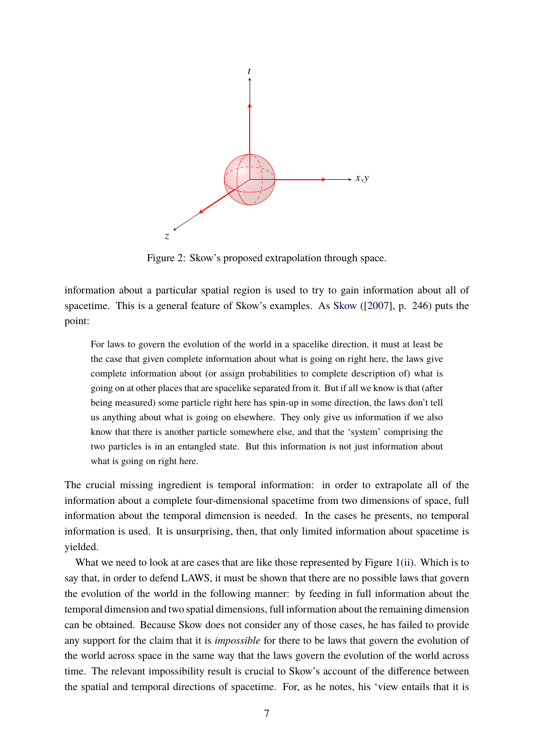Figure 2: Skow's proposed extrapolation through space.

information about a particular spatial region is used to try to gain information about all of spacetime. This is a general feature of Skow's examples. As Skow ([2007], p. 246) puts the point:

> For laws to govern the evolution of the world in a spacelike direction, it must at least be the case that given complete information about what is going on right here, the laws give complete information about (or assign probabilities to complete description of) what is going on at other places that are spacelike separated from it. But if all we know is that (after being measured) some particle right here has spin-up in some direction, the laws don't tell us anything about what is going on elsewhere. They only give us information if we also know that there is another particle somewhere else, and that the 'system' comprising the two particles is in an entangled state. But this information is not just information about what is going on right here.

The crucial missing ingredient is temporal information: in order to extrapolate all of the information about a complete four-dimensional spacetime from two dimensions of space, full information about the temporal dimension is needed. In the cases he presents, no temporal information is used. It is unsurprising, then, that only limited information about spacetime is yielded.

What we need to look at are cases that are like those represented by Figure 1(ii). Which is to say that, in order to defend LAWS, it must be shown that there are no possible laws that govern the evolution of the world in the following manner: by feeding in full information about the temporal dimension and two spatial dimensions, full information about the remaining dimension can be obtained. Because Skow does not consider any of those cases, he has failed to provide any support for the claim that it is *impossible* for there to be laws that govern the evolution of the world across space in the same way that the laws govern the evolution of the world across time. The relevant impossibility result is crucial to Skow's account of the difference between the spatial and temporal directions of spacetime. For, as he notes, his 'view entails that it is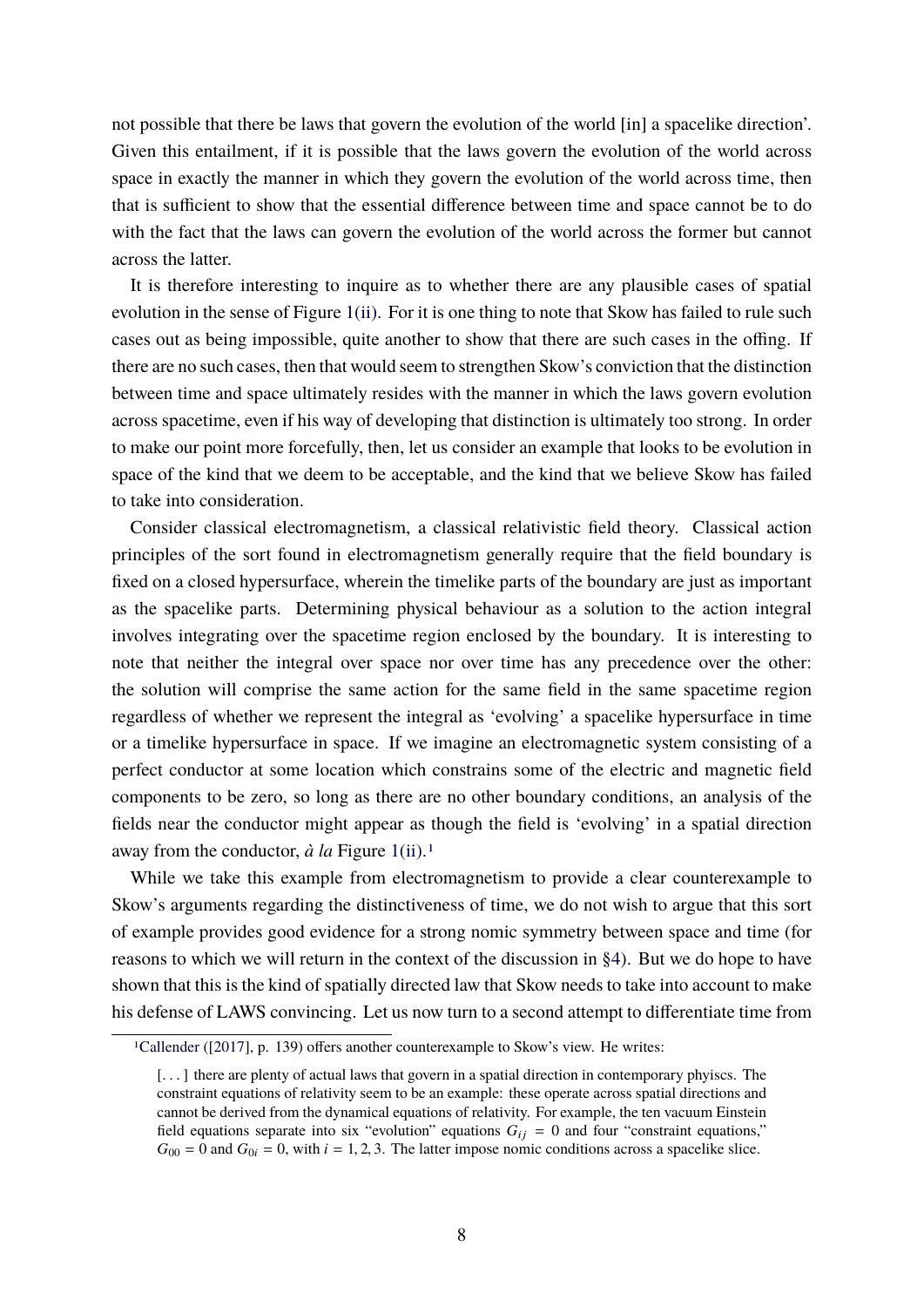not possible that there be laws that govern the evolution of the world [in] a spacelike direction'. Given this entailment, if it is possible that the laws govern the evolution of the world across space in exactly the manner in which they govern the evolution of the world across time, then that is sufficient to show that the essential difference between time and space cannot be to do with the fact that the laws can govern the evolution of the world across the former but cannot across the latter.

It is therefore interesting to inquire as to whether there are any plausible cases of spatial evolution in the sense of Figure 1(ii). For it is one thing to note that Skow has failed to rule such cases out as being impossible, quite another to show that there are such cases in the offing. If there are no such cases, then that would seem to strengthen Skow's conviction that the distinction between time and space ultimately resides with the manner in which the laws govern evolution across spacetime, even if his way of developing that distinction is ultimately too strong. In order to make our point more forcefully, then, let us consider an example that looks to be evolution in space of the kind that we deem to be acceptable, and the kind that we believe Skow has failed to take into consideration.

Consider classical electromagnetism, a classical relativistic field theory. Classical action principles of the sort found in electromagnetism generally require that the field boundary is fixed on a closed hypersurface, wherein the timelike parts of the boundary are just as important as the spacelike parts. Determining physical behaviour as a solution to the action integral involves integrating over the spacetime region enclosed by the boundary. It is interesting to note that neither the integral over space nor over time has any precedence over the other: the solution will comprise the same action for the same field in the same spacetime region regardless of whether we represent the integral as 'evolving' a spacelike hypersurface in time or a timelike hypersurface in space. If we imagine an electromagnetic system consisting of a perfect conductor at some location which constrains some of the electric and magnetic field components to be zero, so long as there are no other boundary conditions, an analysis of the fields near the conductor might appear as though the field is 'evolving' in a spatial direction away from the conductor, *à la* Figure 1(ii).[1]

While we take this example from electromagnetism to provide a clear counterexample to Skow's arguments regarding the distinctiveness of time, we do not wish to argue that this sort of example provides good evidence for a strong nomic symmetry between space and time (for reasons to which we will return in the context of the discussion in §4). But we do hope to have shown that this is the kind of spatially directed law that Skow needs to take into account to make his defense of LAWS convincing. Let us now turn to a second attempt to differentiate time from

---

[1] Callender ([2017], p. 139) offers another counterexample to Skow's view. He writes:

> [. . . ] there are plenty of actual laws that govern in a spatial direction in contemporary phyiscs. The constraint equations of relativity seem to be an example: these operate across spatial directions and cannot be derived from the dynamical equations of relativity. For example, the ten vacuum Einstein field equations separate into six "evolution" equations $G_{ij} = 0$ and four "constraint equations," $G_{00} = 0$ and $G_{0i} = 0$, with $i = 1, 2, 3$. The latter impose nomic conditions across a spacelike slice.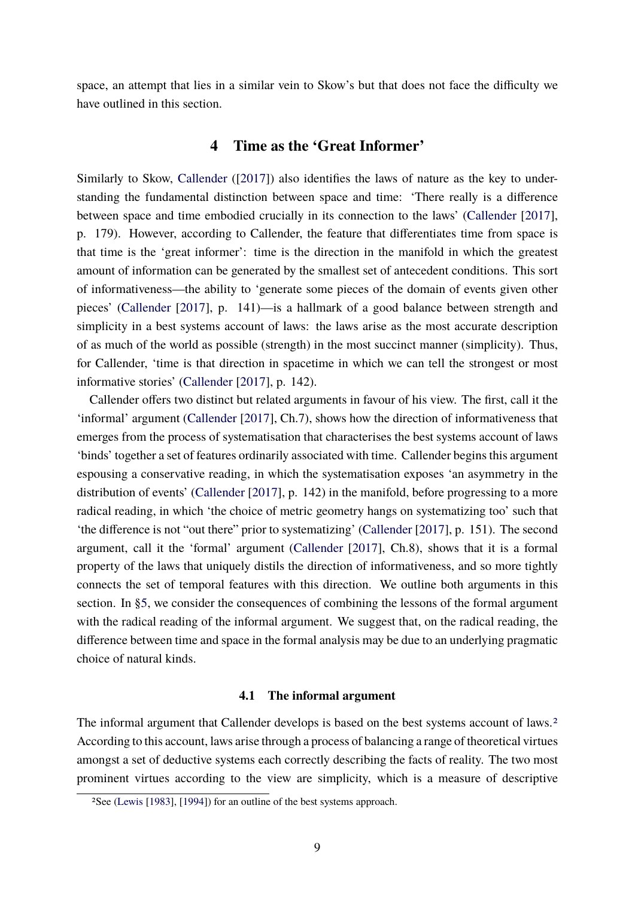space, an attempt that lies in a similar vein to Skow's but that does not face the difficulty we have outlined in this section.

## 4 Time as the 'Great Informer'

Similarly to Skow, Callender ([2017]) also identifies the laws of nature as the key to understanding the fundamental distinction between space and time: 'There really is a difference between space and time embodied crucially in its connection to the laws' (Callender [2017], p. 179). However, according to Callender, the feature that differentiates time from space is that time is the 'great informer': time is the direction in the manifold in which the greatest amount of information can be generated by the smallest set of antecedent conditions. This sort of informativeness—the ability to 'generate some pieces of the domain of events given other pieces' (Callender [2017], p. 141)—is a hallmark of a good balance between strength and simplicity in a best systems account of laws: the laws arise as the most accurate description of as much of the world as possible (strength) in the most succinct manner (simplicity). Thus, for Callender, 'time is that direction in spacetime in which we can tell the strongest or most informative stories' (Callender [2017], p. 142).

Callender offers two distinct but related arguments in favour of his view. The first, call it the 'informal' argument (Callender [2017], Ch.7), shows how the direction of informativeness that emerges from the process of systematisation that characterises the best systems account of laws 'binds' together a set of features ordinarily associated with time. Callender begins this argument espousing a conservative reading, in which the systematisation exposes 'an asymmetry in the distribution of events' (Callender [2017], p. 142) in the manifold, before progressing to a more radical reading, in which 'the choice of metric geometry hangs on systematizing too' such that 'the difference is not "out there" prior to systematizing' (Callender [2017], p. 151). The second argument, call it the 'formal' argument (Callender [2017], Ch.8), shows that it is a formal property of the laws that uniquely distils the direction of informativeness, and so more tightly connects the set of temporal features with this direction. We outline both arguments in this section. In §5, we consider the consequences of combining the lessons of the formal argument with the radical reading of the informal argument. We suggest that, on the radical reading, the difference between time and space in the formal analysis may be due to an underlying pragmatic choice of natural kinds.

### 4.1 The informal argument

The informal argument that Callender develops is based on the best systems account of laws.[2] According to this account, laws arise through a process of balancing a range of theoretical virtues amongst a set of deductive systems each correctly describing the facts of reality. The two most prominent virtues according to the view are simplicity, which is a measure of descriptive

[2]See (Lewis [1983], [1994]) for an outline of the best systems approach.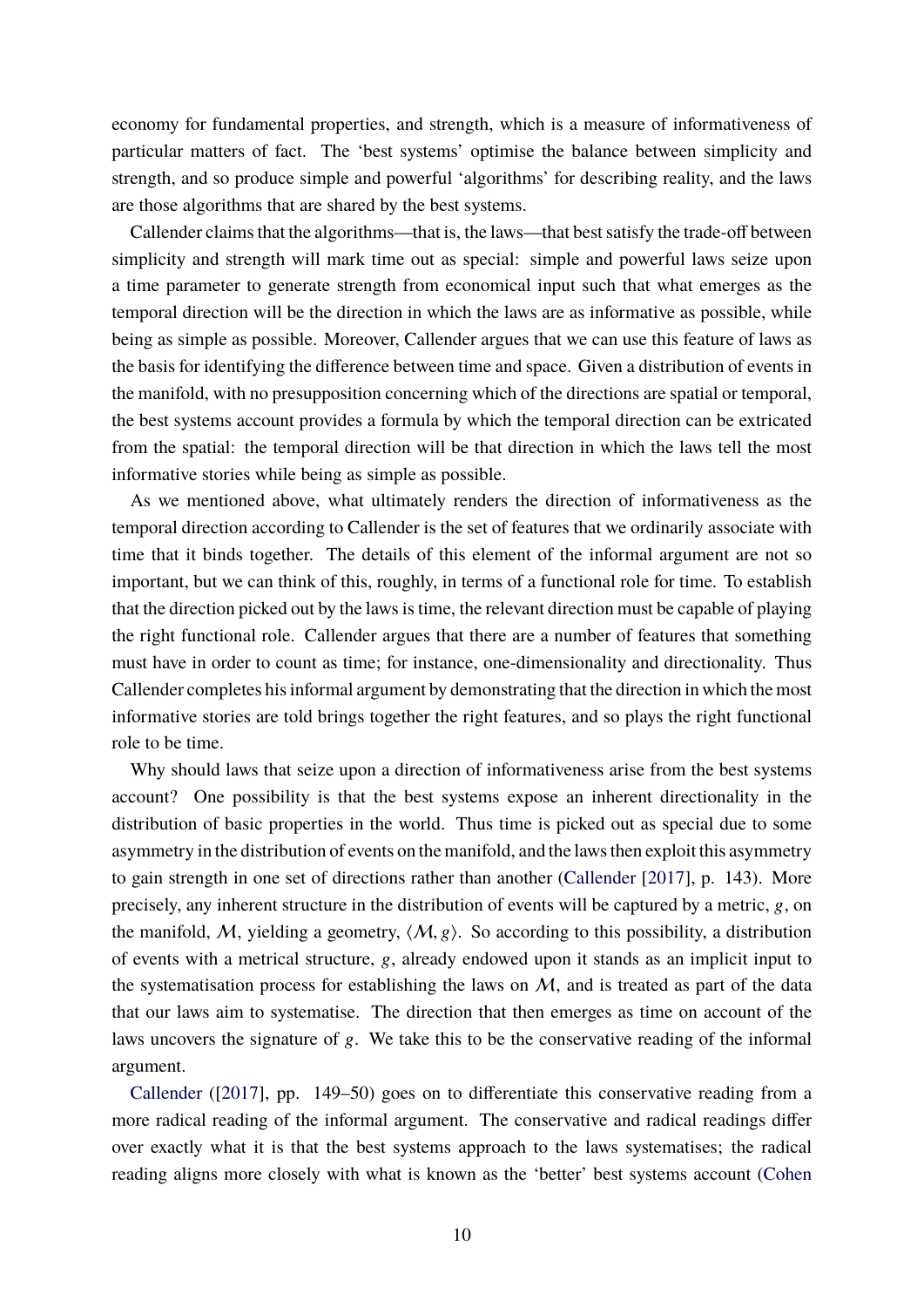economy for fundamental properties, and strength, which is a measure of informativeness of particular matters of fact. The 'best systems' optimise the balance between simplicity and strength, and so produce simple and powerful 'algorithms' for describing reality, and the laws are those algorithms that are shared by the best systems.

Callender claims that the algorithms—that is, the laws—that best satisfy the trade-off between simplicity and strength will mark time out as special: simple and powerful laws seize upon a time parameter to generate strength from economical input such that what emerges as the temporal direction will be the direction in which the laws are as informative as possible, while being as simple as possible. Moreover, Callender argues that we can use this feature of laws as the basis for identifying the difference between time and space. Given a distribution of events in the manifold, with no presupposition concerning which of the directions are spatial or temporal, the best systems account provides a formula by which the temporal direction can be extricated from the spatial: the temporal direction will be that direction in which the laws tell the most informative stories while being as simple as possible.

As we mentioned above, what ultimately renders the direction of informativeness as the temporal direction according to Callender is the set of features that we ordinarily associate with time that it binds together. The details of this element of the informal argument are not so important, but we can think of this, roughly, in terms of a functional role for time. To establish that the direction picked out by the laws is time, the relevant direction must be capable of playing the right functional role. Callender argues that there are a number of features that something must have in order to count as time; for instance, one-dimensionality and directionality. Thus Callender completes his informal argument by demonstrating that the direction in which the most informative stories are told brings together the right features, and so plays the right functional role to be time.

Why should laws that seize upon a direction of informativeness arise from the best systems account? One possibility is that the best systems expose an inherent directionality in the distribution of basic properties in the world. Thus time is picked out as special due to some asymmetry in the distribution of events on the manifold, and the laws then exploit this asymmetry to gain strength in one set of directions rather than another (Callender [2017], p. 143). More precisely, any inherent structure in the distribution of events will be captured by a metric, $g$, on the manifold, $\mathcal{M}$, yielding a geometry, $\langle \mathcal{M}, g \rangle$. So according to this possibility, a distribution of events with a metrical structure, $g$, already endowed upon it stands as an implicit input to the systematisation process for establishing the laws on $\mathcal{M}$, and is treated as part of the data that our laws aim to systematise. The direction that then emerges as time on account of the laws uncovers the signature of $g$. We take this to be the conservative reading of the informal argument.

Callender ([2017], pp. 149–50) goes on to differentiate this conservative reading from a more radical reading of the informal argument. The conservative and radical readings differ over exactly what it is that the best systems approach to the laws systematises; the radical reading aligns more closely with what is known as the 'better' best systems account (Cohen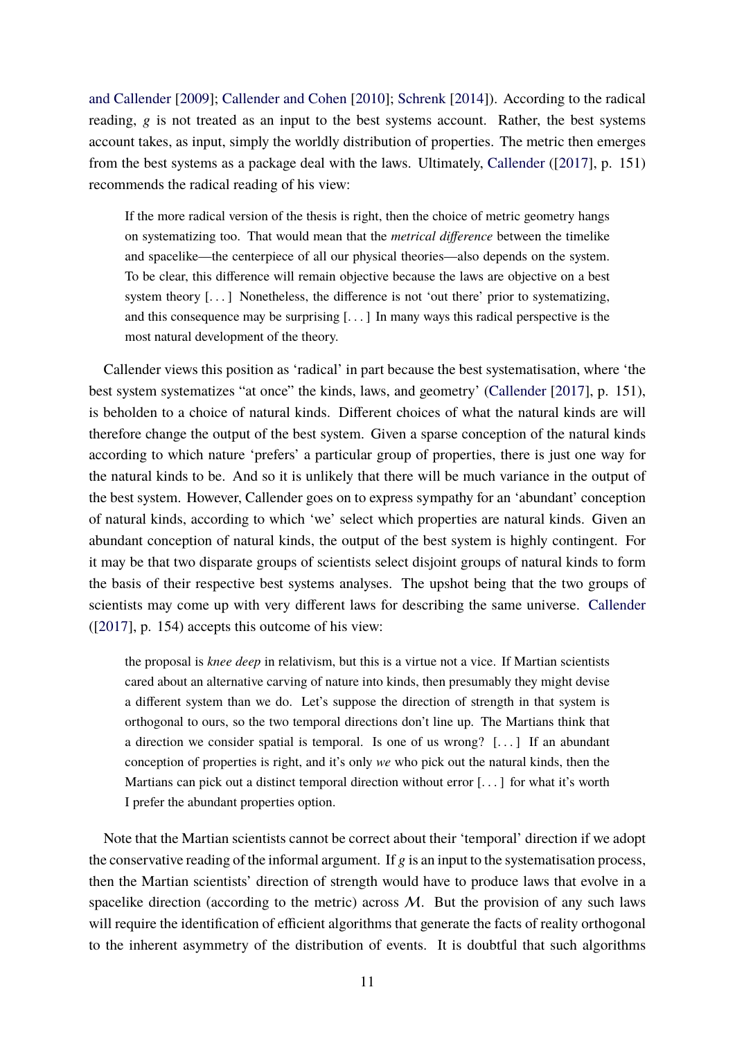and Callender [2009]; Callender and Cohen [2010]; Schrenk [2014]). According to the radical reading, $g$ is not treated as an input to the best systems account. Rather, the best systems account takes, as input, simply the worldly distribution of properties. The metric then emerges from the best systems as a package deal with the laws. Ultimately, Callender ([2017], p. 151) recommends the radical reading of his view:

> If the more radical version of the thesis is right, then the choice of metric geometry hangs on systematizing too. That would mean that the *metrical difference* between the timelike and spacelike—the centerpiece of all our physical theories—also depends on the system. To be clear, this difference will remain objective because the laws are objective on a best system theory [. . . ] Nonetheless, the difference is not 'out there' prior to systematizing, and this consequence may be surprising [. . . ] In many ways this radical perspective is the most natural development of the theory.

Callender views this position as 'radical' in part because the best systematisation, where 'the best system systematizes "at once" the kinds, laws, and geometry' (Callender [2017], p. 151), is beholden to a choice of natural kinds. Different choices of what the natural kinds are will therefore change the output of the best system. Given a sparse conception of the natural kinds according to which nature 'prefers' a particular group of properties, there is just one way for the natural kinds to be. And so it is unlikely that there will be much variance in the output of the best system. However, Callender goes on to express sympathy for an 'abundant' conception of natural kinds, according to which 'we' select which properties are natural kinds. Given an abundant conception of natural kinds, the output of the best system is highly contingent. For it may be that two disparate groups of scientists select disjoint groups of natural kinds to form the basis of their respective best systems analyses. The upshot being that the two groups of scientists may come up with very different laws for describing the same universe. Callender ([2017], p. 154) accepts this outcome of his view:

> the proposal is *knee deep* in relativism, but this is a virtue not a vice. If Martian scientists cared about an alternative carving of nature into kinds, then presumably they might devise a different system than we do. Let's suppose the direction of strength in that system is orthogonal to ours, so the two temporal directions don't line up. The Martians think that a direction we consider spatial is temporal. Is one of us wrong? [. . . ] If an abundant conception of properties is right, and it's only *we* who pick out the natural kinds, then the Martians can pick out a distinct temporal direction without error [. . . ] for what it's worth I prefer the abundant properties option.

Note that the Martian scientists cannot be correct about their 'temporal' direction if we adopt the conservative reading of the informal argument. If $g$ is an input to the systematisation process, then the Martian scientists' direction of strength would have to produce laws that evolve in a spacelike direction (according to the metric) across $\mathcal{M}$. But the provision of any such laws will require the identification of efficient algorithms that generate the facts of reality orthogonal to the inherent asymmetry of the distribution of events. It is doubtful that such algorithms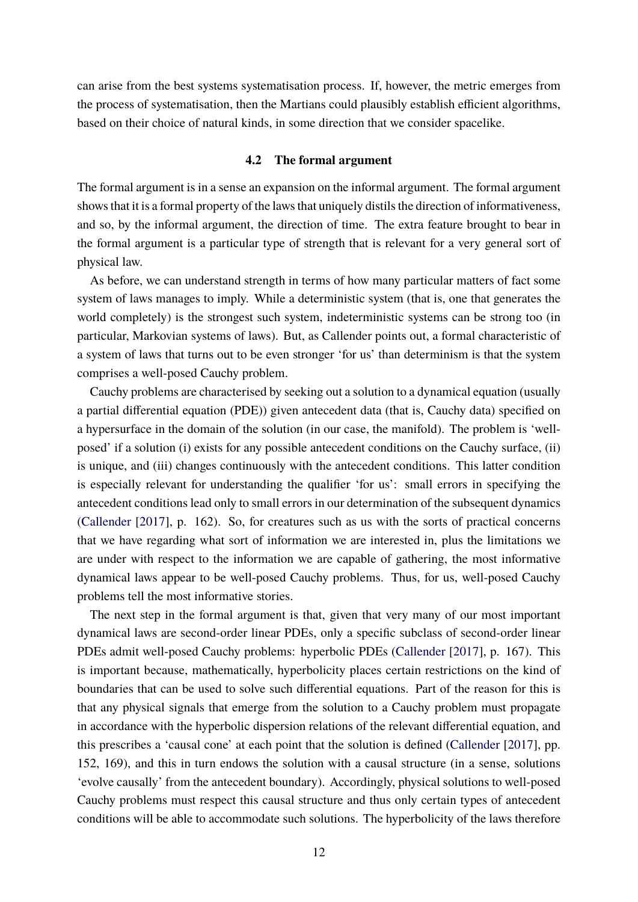can arise from the best systems systematisation process. If, however, the metric emerges from the process of systematisation, then the Martians could plausibly establish efficient algorithms, based on their choice of natural kinds, in some direction that we consider spacelike.

### 4.2 The formal argument

The formal argument is in a sense an expansion on the informal argument. The formal argument shows that it is a formal property of the laws that uniquely distils the direction of informativeness, and so, by the informal argument, the direction of time. The extra feature brought to bear in the formal argument is a particular type of strength that is relevant for a very general sort of physical law.

As before, we can understand strength in terms of how many particular matters of fact some system of laws manages to imply. While a deterministic system (that is, one that generates the world completely) is the strongest such system, indeterministic systems can be strong too (in particular, Markovian systems of laws). But, as Callender points out, a formal characteristic of a system of laws that turns out to be even stronger 'for us' than determinism is that the system comprises a well-posed Cauchy problem.

Cauchy problems are characterised by seeking out a solution to a dynamical equation (usually a partial differential equation (PDE)) given antecedent data (that is, Cauchy data) specified on a hypersurface in the domain of the solution (in our case, the manifold). The problem is 'well-posed' if a solution (i) exists for any possible antecedent conditions on the Cauchy surface, (ii) is unique, and (iii) changes continuously with the antecedent conditions. This latter condition is especially relevant for understanding the qualifier 'for us': small errors in specifying the antecedent conditions lead only to small errors in our determination of the subsequent dynamics (Callender [2017], p. 162). So, for creatures such as us with the sorts of practical concerns that we have regarding what sort of information we are interested in, plus the limitations we are under with respect to the information we are capable of gathering, the most informative dynamical laws appear to be well-posed Cauchy problems. Thus, for us, well-posed Cauchy problems tell the most informative stories.

The next step in the formal argument is that, given that very many of our most important dynamical laws are second-order linear PDEs, only a specific subclass of second-order linear PDEs admit well-posed Cauchy problems: hyperbolic PDEs (Callender [2017], p. 167). This is important because, mathematically, hyperbolicity places certain restrictions on the kind of boundaries that can be used to solve such differential equations. Part of the reason for this is that any physical signals that emerge from the solution to a Cauchy problem must propagate in accordance with the hyperbolic dispersion relations of the relevant differential equation, and this prescribes a 'causal cone' at each point that the solution is defined (Callender [2017], pp. 152, 169), and this in turn endows the solution with a causal structure (in a sense, solutions 'evolve causally' from the antecedent boundary). Accordingly, physical solutions to well-posed Cauchy problems must respect this causal structure and thus only certain types of antecedent conditions will be able to accommodate such solutions. The hyperbolicity of the laws therefore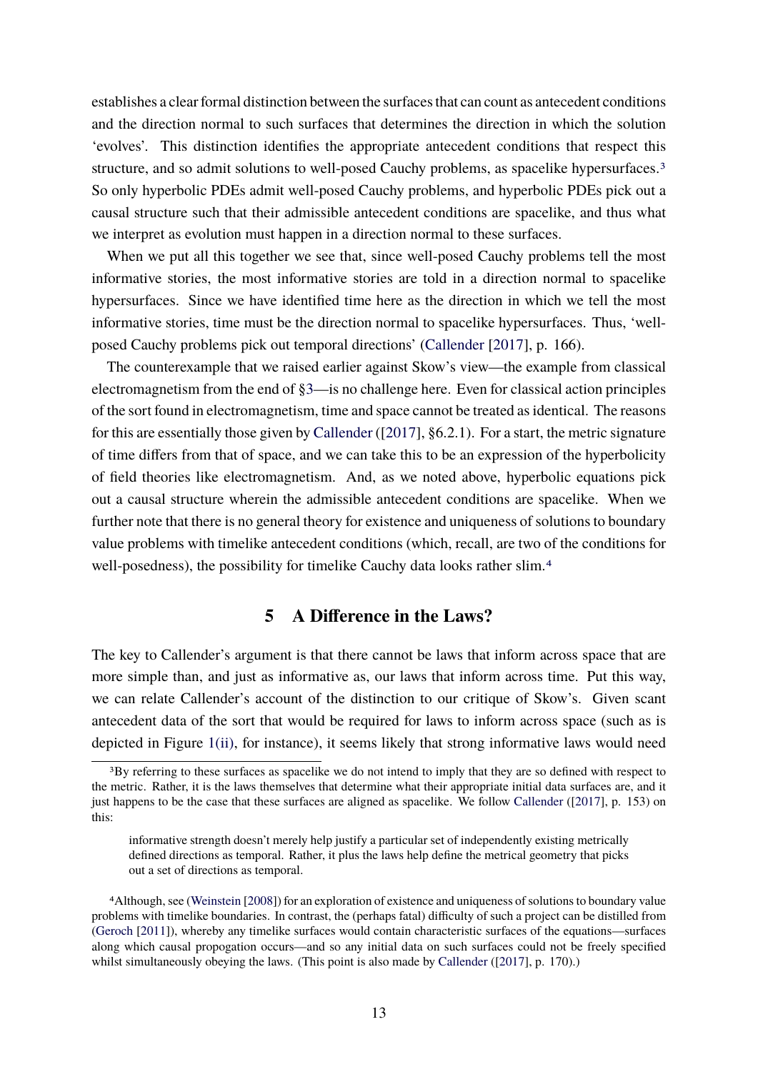establishes a clear formal distinction between the surfaces that can count as antecedent conditions and the direction normal to such surfaces that determines the direction in which the solution 'evolves'. This distinction identifies the appropriate antecedent conditions that respect this structure, and so admit solutions to well-posed Cauchy problems, as spacelike hypersurfaces.[3] So only hyperbolic PDEs admit well-posed Cauchy problems, and hyperbolic PDEs pick out a causal structure such that their admissible antecedent conditions are spacelike, and thus what we interpret as evolution must happen in a direction normal to these surfaces.

When we put all this together we see that, since well-posed Cauchy problems tell the most informative stories, the most informative stories are told in a direction normal to spacelike hypersurfaces. Since we have identified time here as the direction in which we tell the most informative stories, time must be the direction normal to spacelike hypersurfaces. Thus, 'well-posed Cauchy problems pick out temporal directions' (Callender [2017], p. 166).

The counterexample that we raised earlier against Skow's view—the example from classical electromagnetism from the end of §3—is no challenge here. Even for classical action principles of the sort found in electromagnetism, time and space cannot be treated as identical. The reasons for this are essentially those given by Callender ([2017], §6.2.1). For a start, the metric signature of time differs from that of space, and we can take this to be an expression of the hyperbolicity of field theories like electromagnetism. And, as we noted above, hyperbolic equations pick out a causal structure wherein the admissible antecedent conditions are spacelike. When we further note that there is no general theory for existence and uniqueness of solutions to boundary value problems with timelike antecedent conditions (which, recall, are two of the conditions for well-posedness), the possibility for timelike Cauchy data looks rather slim.[4]

## 5 A Difference in the Laws?

The key to Callender's argument is that there cannot be laws that inform across space that are more simple than, and just as informative as, our laws that inform across time. Put this way, we can relate Callender's account of the distinction to our critique of Skow's. Given scant antecedent data of the sort that would be required for laws to inform across space (such as is depicted in Figure 1(ii), for instance), it seems likely that strong informative laws would need

---

[3] By referring to these surfaces as spacelike we do not intend to imply that they are so defined with respect to the metric. Rather, it is the laws themselves that determine what their appropriate initial data surfaces are, and it just happens to be the case that these surfaces are aligned as spacelike. We follow Callender ([2017], p. 153) on this:

> informative strength doesn't merely help justify a particular set of independently existing metrically defined directions as temporal. Rather, it plus the laws help define the metrical geometry that picks out a set of directions as temporal.

[4] Although, see (Weinstein [2008]) for an exploration of existence and uniqueness of solutions to boundary value problems with timelike boundaries. In contrast, the (perhaps fatal) difficulty of such a project can be distilled from (Geroch [2011]), whereby any timelike surfaces would contain characteristic surfaces of the equations—surfaces along which causal propogation occurs—and so any initial data on such surfaces could not be freely specified whilst simultaneously obeying the laws. (This point is also made by Callender ([2017], p. 170).)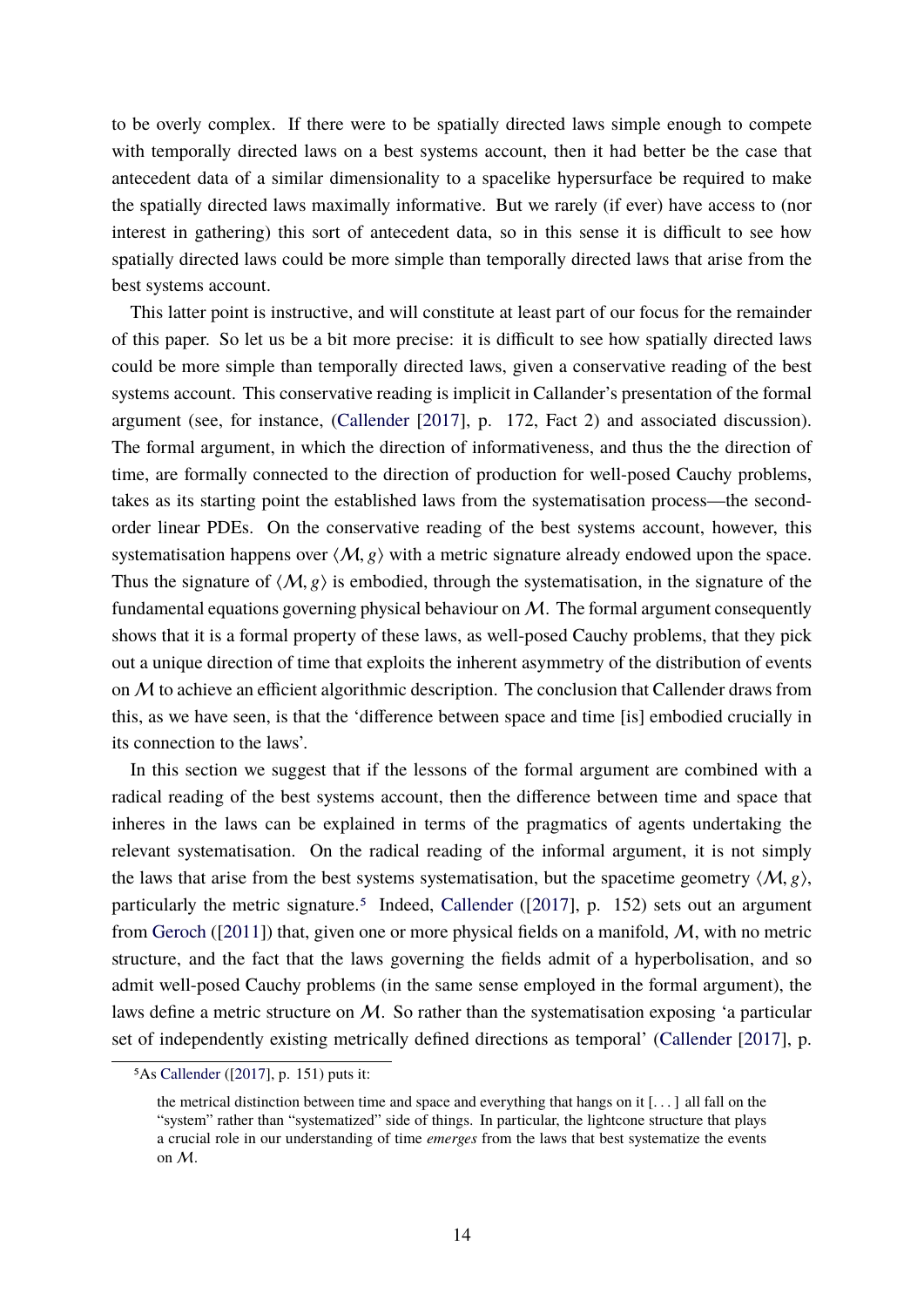to be overly complex. If there were to be spatially directed laws simple enough to compete with temporally directed laws on a best systems account, then it had better be the case that antecedent data of a similar dimensionality to a spacelike hypersurface be required to make the spatially directed laws maximally informative. But we rarely (if ever) have access to (nor interest in gathering) this sort of antecedent data, so in this sense it is difficult to see how spatially directed laws could be more simple than temporally directed laws that arise from the best systems account.

This latter point is instructive, and will constitute at least part of our focus for the remainder of this paper. So let us be a bit more precise: it is difficult to see how spatially directed laws could be more simple than temporally directed laws, given a conservative reading of the best systems account. This conservative reading is implicit in Callander's presentation of the formal argument (see, for instance, (Callender [2017], p. 172, Fact 2) and associated discussion). The formal argument, in which the direction of informativeness, and thus the the direction of time, are formally connected to the direction of production for well-posed Cauchy problems, takes as its starting point the established laws from the systematisation process—the second-order linear PDEs. On the conservative reading of the best systems account, however, this systematisation happens over $\langle \mathcal{M}, g \rangle$ with a metric signature already endowed upon the space. Thus the signature of $\langle \mathcal{M}, g \rangle$ is embodied, through the systematisation, in the signature of the fundamental equations governing physical behaviour on $\mathcal{M}$. The formal argument consequently shows that it is a formal property of these laws, as well-posed Cauchy problems, that they pick out a unique direction of time that exploits the inherent asymmetry of the distribution of events on $\mathcal{M}$ to achieve an efficient algorithmic description. The conclusion that Callender draws from this, as we have seen, is that the 'difference between space and time [is] embodied crucially in its connection to the laws'.

In this section we suggest that if the lessons of the formal argument are combined with a radical reading of the best systems account, then the difference between time and space that inheres in the laws can be explained in terms of the pragmatics of agents undertaking the relevant systematisation. On the radical reading of the informal argument, it is not simply the laws that arise from the best systems systematisation, but the spacetime geometry $\langle \mathcal{M}, g \rangle$, particularly the metric signature.[5] Indeed, Callender ([2017], p. 152) sets out an argument from Geroch ([2011]) that, given one or more physical fields on a manifold, $\mathcal{M}$, with no metric structure, and the fact that the laws governing the fields admit of a hyperbolisation, and so admit well-posed Cauchy problems (in the same sense employed in the formal argument), the laws define a metric structure on $\mathcal{M}$. So rather than the systematisation exposing 'a particular set of independently existing metrically defined directions as temporal' (Callender [2017], p.

[5] As Callender ([2017], p. 151) puts it:

> the metrical distinction between time and space and everything that hangs on it [. . . ] all fall on the "system" rather than "systematized" side of things. In particular, the lightcone structure that plays a crucial role in our understanding of time *emerges* from the laws that best systematize the events on $\mathcal{M}$.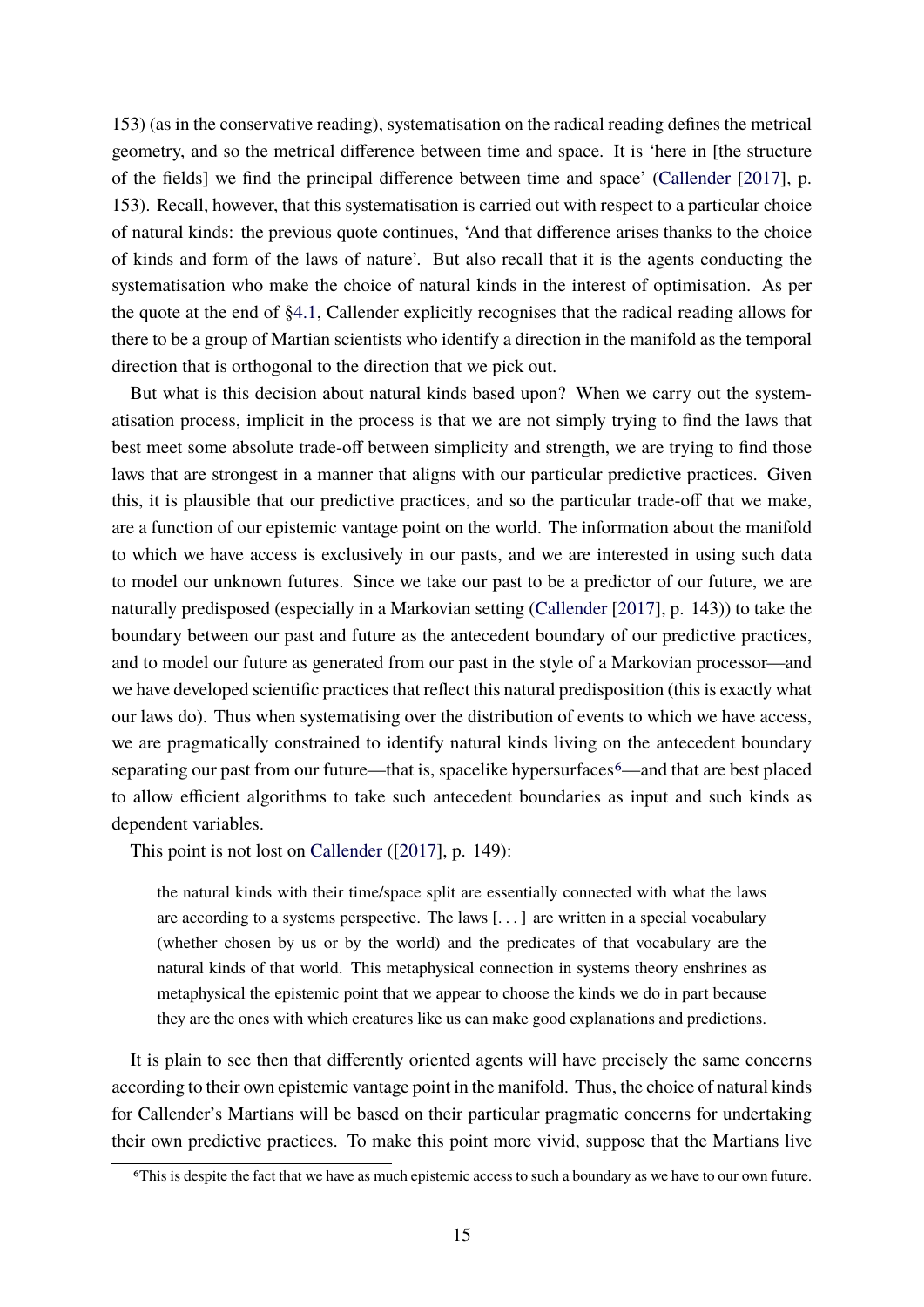153) (as in the conservative reading), systematisation on the radical reading defines the metrical geometry, and so the metrical difference between time and space. It is 'here in [the structure of the fields] we find the principal difference between time and space' (Callender [2017], p. 153). Recall, however, that this systematisation is carried out with respect to a particular choice of natural kinds: the previous quote continues, 'And that difference arises thanks to the choice of kinds and form of the laws of nature'. But also recall that it is the agents conducting the systematisation who make the choice of natural kinds in the interest of optimisation. As per the quote at the end of §4.1, Callender explicitly recognises that the radical reading allows for there to be a group of Martian scientists who identify a direction in the manifold as the temporal direction that is orthogonal to the direction that we pick out.

But what is this decision about natural kinds based upon? When we carry out the systematisation process, implicit in the process is that we are not simply trying to find the laws that best meet some absolute trade-off between simplicity and strength, we are trying to find those laws that are strongest in a manner that aligns with our particular predictive practices. Given this, it is plausible that our predictive practices, and so the particular trade-off that we make, are a function of our epistemic vantage point on the world. The information about the manifold to which we have access is exclusively in our pasts, and we are interested in using such data to model our unknown futures. Since we take our past to be a predictor of our future, we are naturally predisposed (especially in a Markovian setting (Callender [2017], p. 143)) to take the boundary between our past and future as the antecedent boundary of our predictive practices, and to model our future as generated from our past in the style of a Markovian processor—and we have developed scientific practices that reflect this natural predisposition (this is exactly what our laws do). Thus when systematising over the distribution of events to which we have access, we are pragmatically constrained to identify natural kinds living on the antecedent boundary separating our past from our future—that is, spacelike hypersurfaces[6]—and that are best placed to allow efficient algorithms to take such antecedent boundaries as input and such kinds as dependent variables.

This point is not lost on Callender ([2017], p. 149):

> the natural kinds with their time/space split are essentially connected with what the laws are according to a systems perspective. The laws [...] are written in a special vocabulary (whether chosen by us or by the world) and the predicates of that vocabulary are the natural kinds of that world. This metaphysical connection in systems theory enshrines as metaphysical the epistemic point that we appear to choose the kinds we do in part because they are the ones with which creatures like us can make good explanations and predictions.

It is plain to see then that differently oriented agents will have precisely the same concerns according to their own epistemic vantage point in the manifold. Thus, the choice of natural kinds for Callender's Martians will be based on their particular pragmatic concerns for undertaking their own predictive practices. To make this point more vivid, suppose that the Martians live

[6] This is despite the fact that we have as much epistemic access to such a boundary as we have to our own future.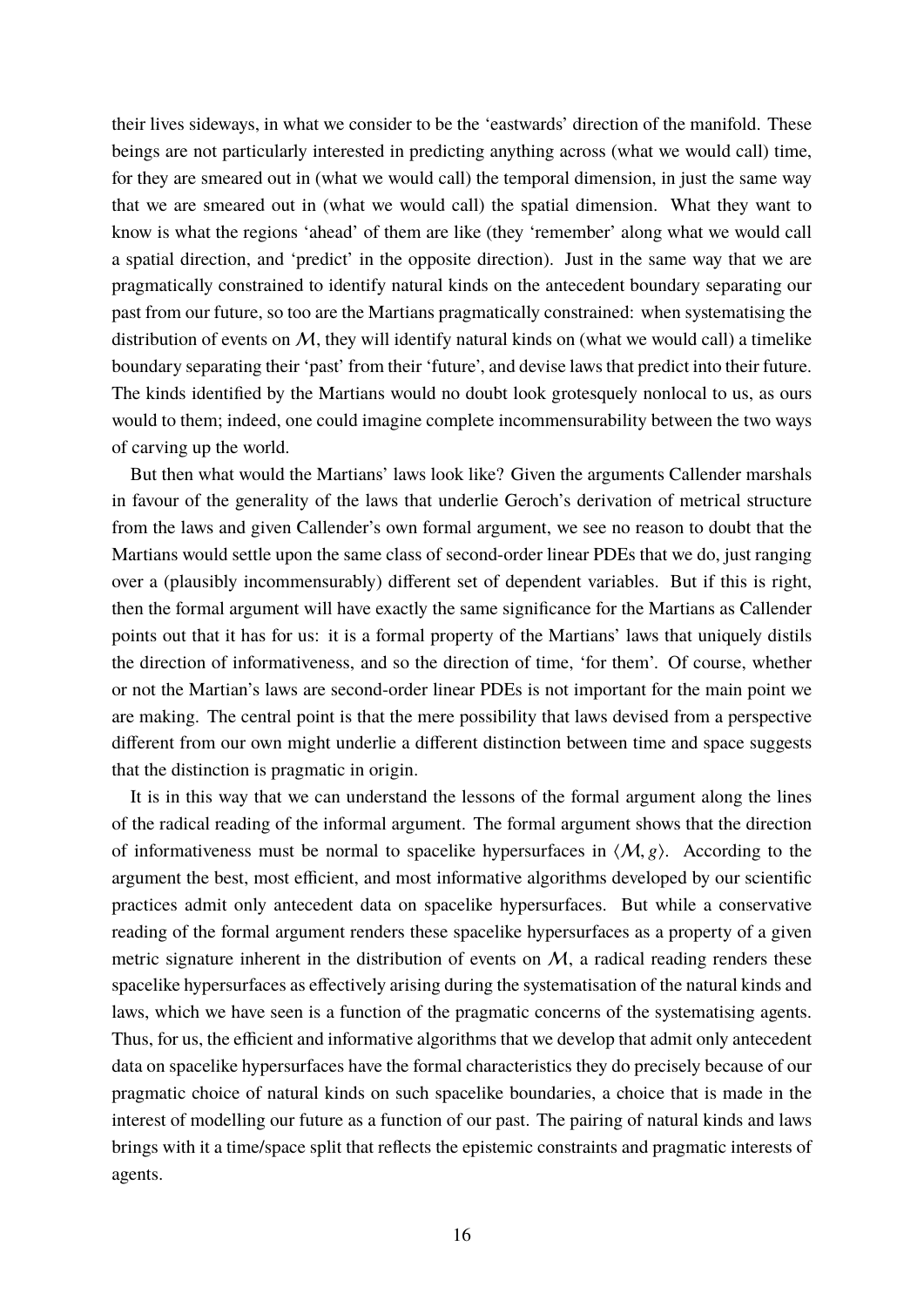their lives sideways, in what we consider to be the 'eastwards' direction of the manifold. These beings are not particularly interested in predicting anything across (what we would call) time, for they are smeared out in (what we would call) the temporal dimension, in just the same way that we are smeared out in (what we would call) the spatial dimension. What they want to know is what the regions 'ahead' of them are like (they 'remember' along what we would call a spatial direction, and 'predict' in the opposite direction). Just in the same way that we are pragmatically constrained to identify natural kinds on the antecedent boundary separating our past from our future, so too are the Martians pragmatically constrained: when systematising the distribution of events on $\mathcal{M}$, they will identify natural kinds on (what we would call) a timelike boundary separating their 'past' from their 'future', and devise laws that predict into their future. The kinds identified by the Martians would no doubt look grotesquely nonlocal to us, as ours would to them; indeed, one could imagine complete incommensurability between the two ways of carving up the world.

But then what would the Martians' laws look like? Given the arguments Callender marshals in favour of the generality of the laws that underlie Geroch's derivation of metrical structure from the laws and given Callender's own formal argument, we see no reason to doubt that the Martians would settle upon the same class of second-order linear PDEs that we do, just ranging over a (plausibly incommensurably) different set of dependent variables. But if this is right, then the formal argument will have exactly the same significance for the Martians as Callender points out that it has for us: it is a formal property of the Martians' laws that uniquely distils the direction of informativeness, and so the direction of time, 'for them'. Of course, whether or not the Martian's laws are second-order linear PDEs is not important for the main point we are making. The central point is that the mere possibility that laws devised from a perspective different from our own might underlie a different distinction between time and space suggests that the distinction is pragmatic in origin.

It is in this way that we can understand the lessons of the formal argument along the lines of the radical reading of the informal argument. The formal argument shows that the direction of informativeness must be normal to spacelike hypersurfaces in $\langle \mathcal{M}, g \rangle$. According to the argument the best, most efficient, and most informative algorithms developed by our scientific practices admit only antecedent data on spacelike hypersurfaces. But while a conservative reading of the formal argument renders these spacelike hypersurfaces as a property of a given metric signature inherent in the distribution of events on $\mathcal{M}$, a radical reading renders these spacelike hypersurfaces as effectively arising during the systematisation of the natural kinds and laws, which we have seen is a function of the pragmatic concerns of the systematising agents. Thus, for us, the efficient and informative algorithms that we develop that admit only antecedent data on spacelike hypersurfaces have the formal characteristics they do precisely because of our pragmatic choice of natural kinds on such spacelike boundaries, a choice that is made in the interest of modelling our future as a function of our past. The pairing of natural kinds and laws brings with it a time/space split that reflects the epistemic constraints and pragmatic interests of agents.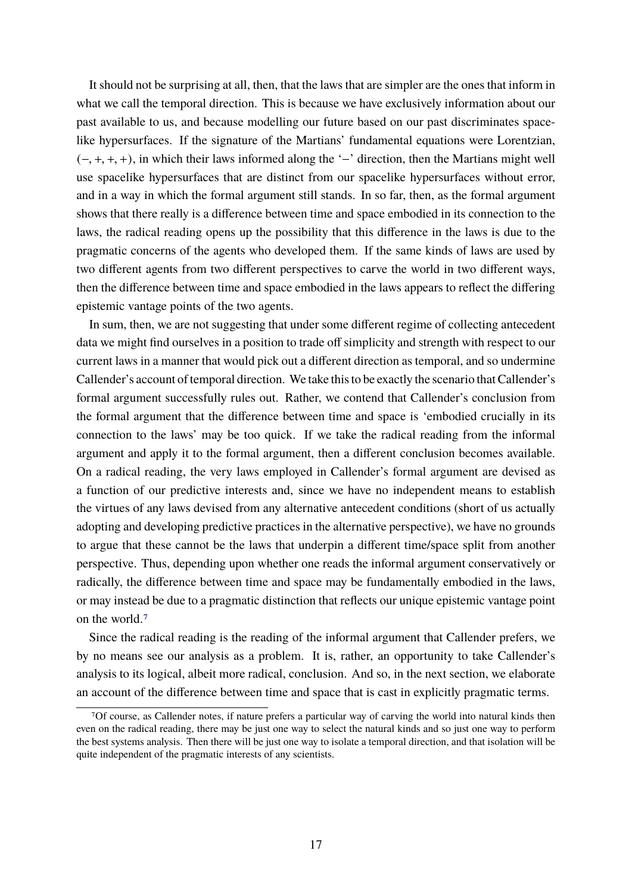It should not be surprising at all, then, that the laws that are simpler are the ones that inform in what we call the temporal direction. This is because we have exclusively information about our past available to us, and because modelling our future based on our past discriminates spacelike hypersurfaces. If the signature of the Martians' fundamental equations were Lorentzian, $(-,+,+,+)$, in which their laws informed along the '$-$' direction, then the Martians might well use spacelike hypersurfaces that are distinct from our spacelike hypersurfaces without error, and in a way in which the formal argument still stands. In so far, then, as the formal argument shows that there really is a difference between time and space embodied in its connection to the laws, the radical reading opens up the possibility that this difference in the laws is due to the pragmatic concerns of the agents who developed them. If the same kinds of laws are used by two different agents from two different perspectives to carve the world in two different ways, then the difference between time and space embodied in the laws appears to reflect the differing epistemic vantage points of the two agents.

In sum, then, we are not suggesting that under some different regime of collecting antecedent data we might find ourselves in a position to trade off simplicity and strength with respect to our current laws in a manner that would pick out a different direction as temporal, and so undermine Callender's account of temporal direction. We take this to be exactly the scenario that Callender's formal argument successfully rules out. Rather, we contend that Callender's conclusion from the formal argument that the difference between time and space is 'embodied crucially in its connection to the laws' may be too quick. If we take the radical reading from the informal argument and apply it to the formal argument, then a different conclusion becomes available. On a radical reading, the very laws employed in Callender's formal argument are devised as a function of our predictive interests and, since we have no independent means to establish the virtues of any laws devised from any alternative antecedent conditions (short of us actually adopting and developing predictive practices in the alternative perspective), we have no grounds to argue that these cannot be the laws that underpin a different time/space split from another perspective. Thus, depending upon whether one reads the informal argument conservatively or radically, the difference between time and space may be fundamentally embodied in the laws, or may instead be due to a pragmatic distinction that reflects our unique epistemic vantage point on the world.[7]

Since the radical reading is the reading of the informal argument that Callender prefers, we by no means see our analysis as a problem. It is, rather, an opportunity to take Callender's analysis to its logical, albeit more radical, conclusion. And so, in the next section, we elaborate an account of the difference between time and space that is cast in explicitly pragmatic terms.

[7]Of course, as Callender notes, if nature prefers a particular way of carving the world into natural kinds then even on the radical reading, there may be just one way to select the natural kinds and so just one way to perform the best systems analysis. Then there will be just one way to isolate a temporal direction, and that isolation will be quite independent of the pragmatic interests of any scientists.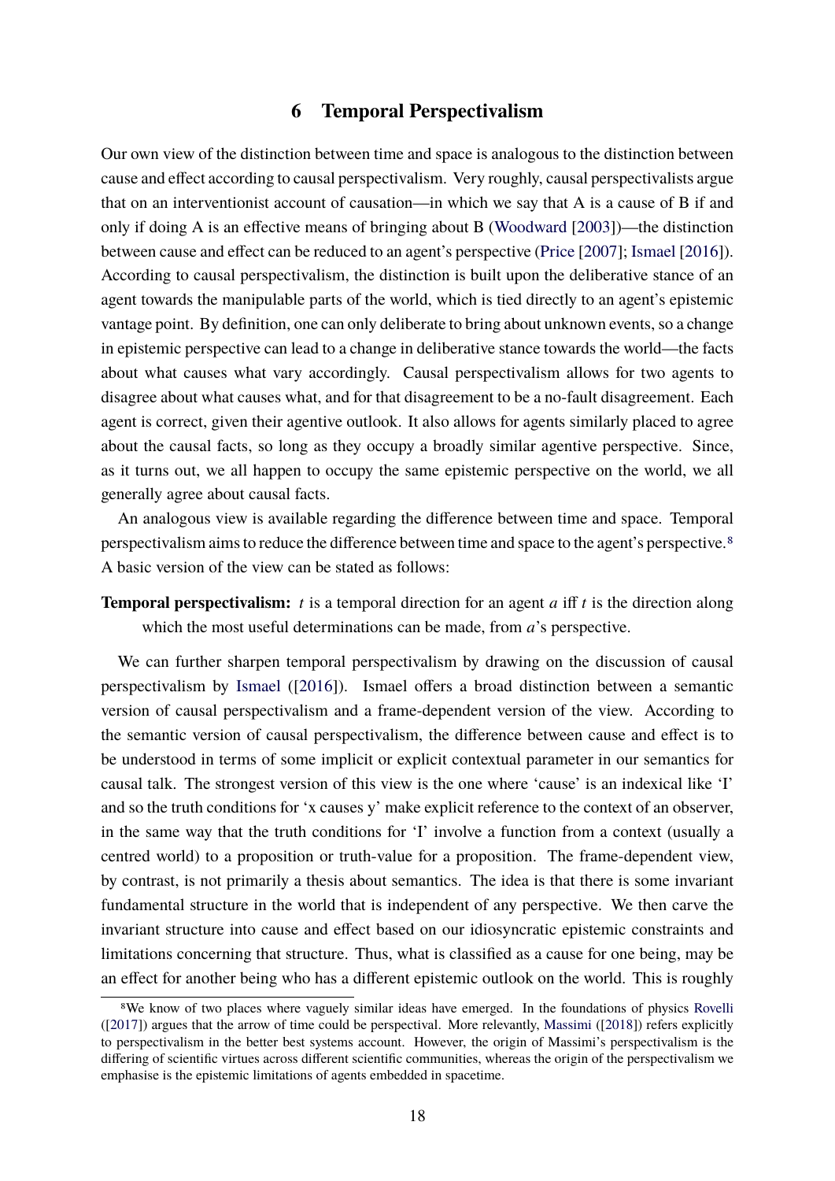## 6 Temporal Perspectivalism

Our own view of the distinction between time and space is analogous to the distinction between cause and effect according to causal perspectivalism. Very roughly, causal perspectivalists argue that on an interventionist account of causation—in which we say that A is a cause of B if and only if doing A is an effective means of bringing about B (Woodward [2003])—the distinction between cause and effect can be reduced to an agent's perspective (Price [2007]; Ismael [2016]). According to causal perspectivalism, the distinction is built upon the deliberative stance of an agent towards the manipulable parts of the world, which is tied directly to an agent's epistemic vantage point. By definition, one can only deliberate to bring about unknown events, so a change in epistemic perspective can lead to a change in deliberative stance towards the world—the facts about what causes what vary accordingly. Causal perspectivalism allows for two agents to disagree about what causes what, and for that disagreement to be a no-fault disagreement. Each agent is correct, given their agentive outlook. It also allows for agents similarly placed to agree about the causal facts, so long as they occupy a broadly similar agentive perspective. Since, as it turns out, we all happen to occupy the same epistemic perspective on the world, we all generally agree about causal facts.

An analogous view is available regarding the difference between time and space. Temporal perspectivalism aims to reduce the difference between time and space to the agent's perspective.[8] A basic version of the view can be stated as follows:

**Temporal perspectivalism:** $t$ is a temporal direction for an agent $a$ iff $t$ is the direction along which the most useful determinations can be made, from $a$'s perspective.

We can further sharpen temporal perspectivalism by drawing on the discussion of causal perspectivalism by Ismael ([2016]). Ismael offers a broad distinction between a semantic version of causal perspectivalism and a frame-dependent version of the view. According to the semantic version of causal perspectivalism, the difference between cause and effect is to be understood in terms of some implicit or explicit contextual parameter in our semantics for causal talk. The strongest version of this view is the one where 'cause' is an indexical like 'I' and so the truth conditions for 'x causes y' make explicit reference to the context of an observer, in the same way that the truth conditions for 'I' involve a function from a context (usually a centred world) to a proposition or truth-value for a proposition. The frame-dependent view, by contrast, is not primarily a thesis about semantics. The idea is that there is some invariant fundamental structure in the world that is independent of any perspective. We then carve the invariant structure into cause and effect based on our idiosyncratic epistemic constraints and limitations concerning that structure. Thus, what is classified as a cause for one being, may be an effect for another being who has a different epistemic outlook on the world. This is roughly

[8] We know of two places where vaguely similar ideas have emerged. In the foundations of physics Rovelli ([2017]) argues that the arrow of time could be perspectival. More relevantly, Massimi ([2018]) refers explicitly to perspectivalism in the better best systems account. However, the origin of Massimi's perspectivalism is the differing of scientific virtues across different scientific communities, whereas the origin of the perspectivalism we emphasise is the epistemic limitations of agents embedded in spacetime.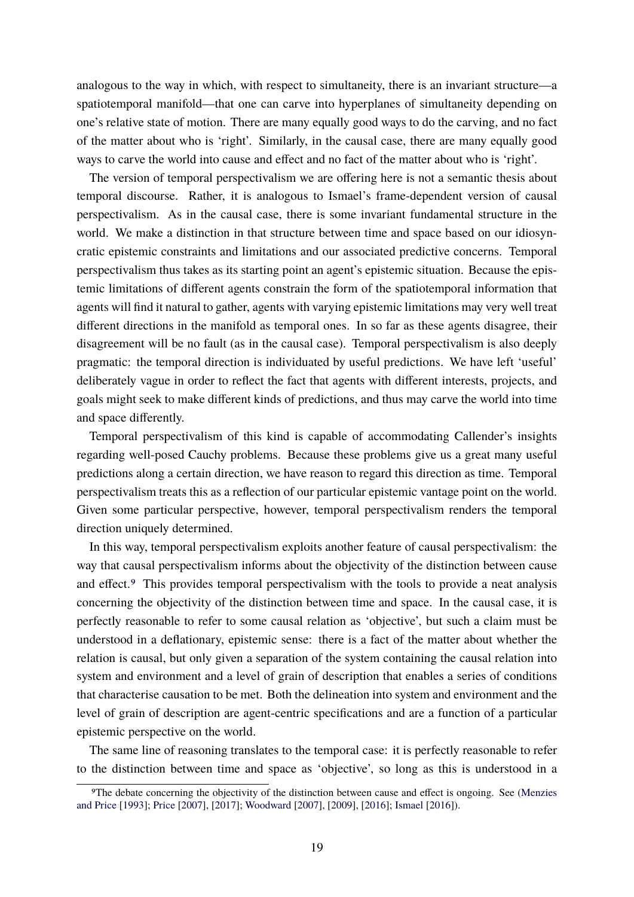analogous to the way in which, with respect to simultaneity, there is an invariant structure—a spatiotemporal manifold—that one can carve into hyperplanes of simultaneity depending on one's relative state of motion. There are many equally good ways to do the carving, and no fact of the matter about who is 'right'. Similarly, in the causal case, there are many equally good ways to carve the world into cause and effect and no fact of the matter about who is 'right'.

The version of temporal perspectivalism we are offering here is not a semantic thesis about temporal discourse. Rather, it is analogous to Ismael's frame-dependent version of causal perspectivalism. As in the causal case, there is some invariant fundamental structure in the world. We make a distinction in that structure between time and space based on our idiosyncratic epistemic constraints and limitations and our associated predictive concerns. Temporal perspectivalism thus takes as its starting point an agent's epistemic situation. Because the epistemic limitations of different agents constrain the form of the spatiotemporal information that agents will find it natural to gather, agents with varying epistemic limitations may very well treat different directions in the manifold as temporal ones. In so far as these agents disagree, their disagreement will be no fault (as in the causal case). Temporal perspectivalism is also deeply pragmatic: the temporal direction is individuated by useful predictions. We have left 'useful' deliberately vague in order to reflect the fact that agents with different interests, projects, and goals might seek to make different kinds of predictions, and thus may carve the world into time and space differently.

Temporal perspectivalism of this kind is capable of accommodating Callender's insights regarding well-posed Cauchy problems. Because these problems give us a great many useful predictions along a certain direction, we have reason to regard this direction as time. Temporal perspectivalism treats this as a reflection of our particular epistemic vantage point on the world. Given some particular perspective, however, temporal perspectivalism renders the temporal direction uniquely determined.

In this way, temporal perspectivalism exploits another feature of causal perspectivalism: the way that causal perspectivalism informs about the objectivity of the distinction between cause and effect.[9] This provides temporal perspectivalism with the tools to provide a neat analysis concerning the objectivity of the distinction between time and space. In the causal case, it is perfectly reasonable to refer to some causal relation as 'objective', but such a claim must be understood in a deflationary, epistemic sense: there is a fact of the matter about whether the relation is causal, but only given a separation of the system containing the causal relation into system and environment and a level of grain of description that enables a series of conditions that characterise causation to be met. Both the delineation into system and environment and the level of grain of description are agent-centric specifications and are a function of a particular epistemic perspective on the world.

The same line of reasoning translates to the temporal case: it is perfectly reasonable to refer to the distinction between time and space as 'objective', so long as this is understood in a

[9] The debate concerning the objectivity of the distinction between cause and effect is ongoing. See (Menzies and Price [1993]; Price [2007], [2017]; Woodward [2007], [2009], [2016]; Ismael [2016]).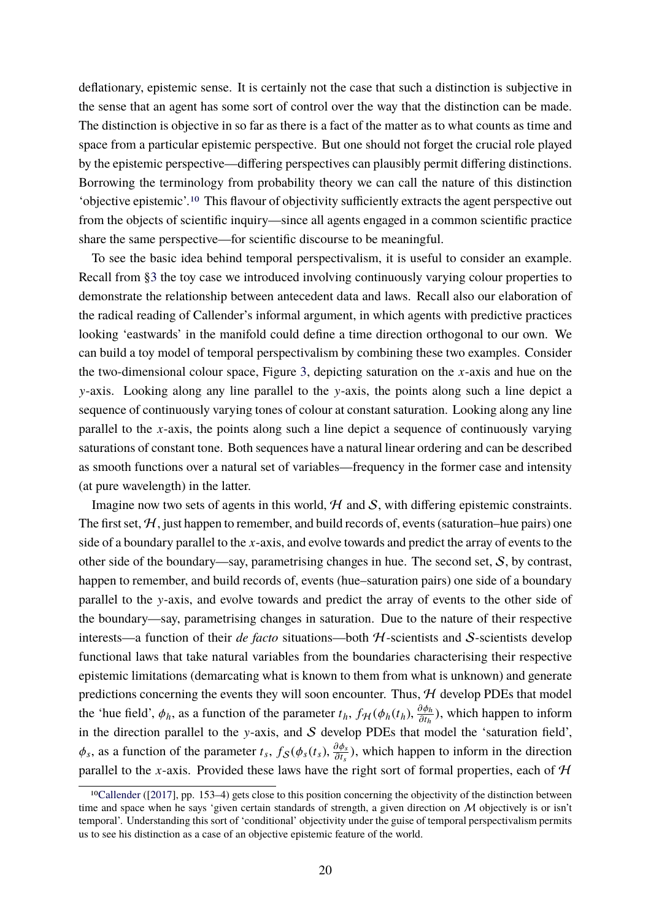deflationary, epistemic sense. It is certainly not the case that such a distinction is subjective in the sense that an agent has some sort of control over the way that the distinction can be made. The distinction is objective in so far as there is a fact of the matter as to what counts as time and space from a particular epistemic perspective. But one should not forget the crucial role played by the epistemic perspective—differing perspectives can plausibly permit differing distinctions. Borrowing the terminology from probability theory we can call the nature of this distinction 'objective epistemic'.[10] This flavour of objectivity sufficiently extracts the agent perspective out from the objects of scientific inquiry—since all agents engaged in a common scientific practice share the same perspective—for scientific discourse to be meaningful.

To see the basic idea behind temporal perspectivalism, it is useful to consider an example. Recall from §3 the toy case we introduced involving continuously varying colour properties to demonstrate the relationship between antecedent data and laws. Recall also our elaboration of the radical reading of Callender's informal argument, in which agents with predictive practices looking 'eastwards' in the manifold could define a time direction orthogonal to our own. We can build a toy model of temporal perspectivalism by combining these two examples. Consider the two-dimensional colour space, Figure 3, depicting saturation on the $x$-axis and hue on the $y$-axis. Looking along any line parallel to the $y$-axis, the points along such a line depict a sequence of continuously varying tones of colour at constant saturation. Looking along any line parallel to the $x$-axis, the points along such a line depict a sequence of continuously varying saturations of constant tone. Both sequences have a natural linear ordering and can be described as smooth functions over a natural set of variables—frequency in the former case and intensity (at pure wavelength) in the latter.

Imagine now two sets of agents in this world, $\mathcal{H}$ and $\mathcal{S}$, with differing epistemic constraints. The first set, $\mathcal{H}$, just happen to remember, and build records of, events (saturation–hue pairs) one side of a boundary parallel to the $x$-axis, and evolve towards and predict the array of events to the other side of the boundary—say, parametrising changes in hue. The second set, $\mathcal{S}$, by contrast, happen to remember, and build records of, events (hue–saturation pairs) one side of a boundary parallel to the $y$-axis, and evolve towards and predict the array of events to the other side of the boundary—say, parametrising changes in saturation. Due to the nature of their respective interests—a function of their *de facto* situations—both $\mathcal{H}$-scientists and $\mathcal{S}$-scientists develop functional laws that take natural variables from the boundaries characterising their respective epistemic limitations (demarcating what is known to them from what is unknown) and generate predictions concerning the events they will soon encounter. Thus, $\mathcal{H}$ develop PDEs that model the 'hue field', $\phi_h$, as a function of the parameter $t_h$, $f_{\mathcal{H}}(\phi_h(t_h), \frac{\partial \phi_h}{\partial t_h})$, which happen to inform in the direction parallel to the $y$-axis, and $\mathcal{S}$ develop PDEs that model the 'saturation field', $\phi_s$, as a function of the parameter $t_s$, $f_{\mathcal{S}}(\phi_s(t_s), \frac{\partial \phi_s}{\partial t_s})$, which happen to inform in the direction parallel to the $x$-axis. Provided these laws have the right sort of formal properties, each of $\mathcal{H}$

[10] Callender ([2017], pp. 153–4) gets close to this position concerning the objectivity of the distinction between time and space when he says 'given certain standards of strength, a given direction on $\mathcal{M}$ objectively is or isn't temporal'. Understanding this sort of 'conditional' objectivity under the guise of temporal perspectivalism permits us to see his distinction as a case of an objective epistemic feature of the world.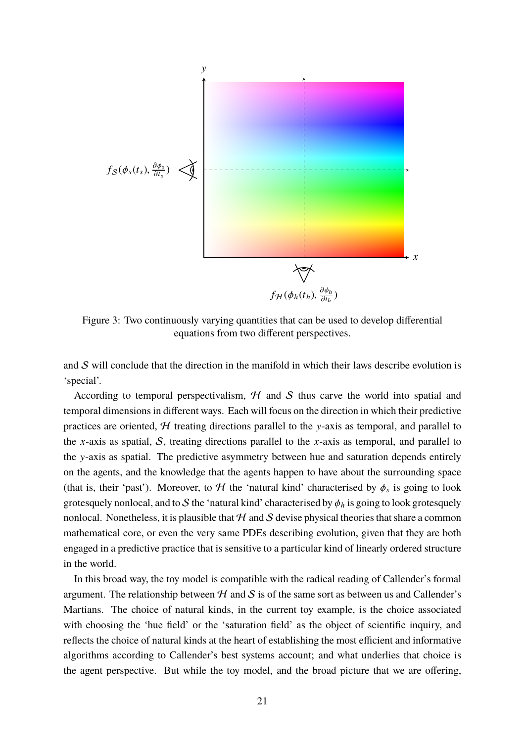Figure 3: Two continuously varying quantities that can be used to develop differential equations from two different perspectives.

and $\mathcal{S}$ will conclude that the direction in the manifold in which their laws describe evolution is 'special'.

According to temporal perspectivalism, $\mathcal{H}$ and $\mathcal{S}$ thus carve the world into spatial and temporal dimensions in different ways. Each will focus on the direction in which their predictive practices are oriented, $\mathcal{H}$ treating directions parallel to the $y$-axis as temporal, and parallel to the $x$-axis as spatial, $\mathcal{S}$, treating directions parallel to the $x$-axis as temporal, and parallel to the $y$-axis as spatial. The predictive asymmetry between hue and saturation depends entirely on the agents, and the knowledge that the agents happen to have about the surrounding space (that is, their 'past'). Moreover, to $\mathcal{H}$ the 'natural kind' characterised by $\phi_s$ is going to look grotesquely nonlocal, and to $\mathcal{S}$ the 'natural kind' characterised by $\phi_h$ is going to look grotesquely nonlocal. Nonetheless, it is plausible that $\mathcal{H}$ and $\mathcal{S}$ devise physical theories that share a common mathematical core, or even the very same PDEs describing evolution, given that they are both engaged in a predictive practice that is sensitive to a particular kind of linearly ordered structure in the world.

In this broad way, the toy model is compatible with the radical reading of Callender's formal argument. The relationship between $\mathcal{H}$ and $\mathcal{S}$ is of the same sort as between us and Callender's Martians. The choice of natural kinds, in the current toy example, is the choice associated with choosing the 'hue field' or the 'saturation field' as the object of scientific inquiry, and reflects the choice of natural kinds at the heart of establishing the most efficient and informative algorithms according to Callender's best systems account; and what underlies that choice is the agent perspective. But while the toy model, and the broad picture that we are offering,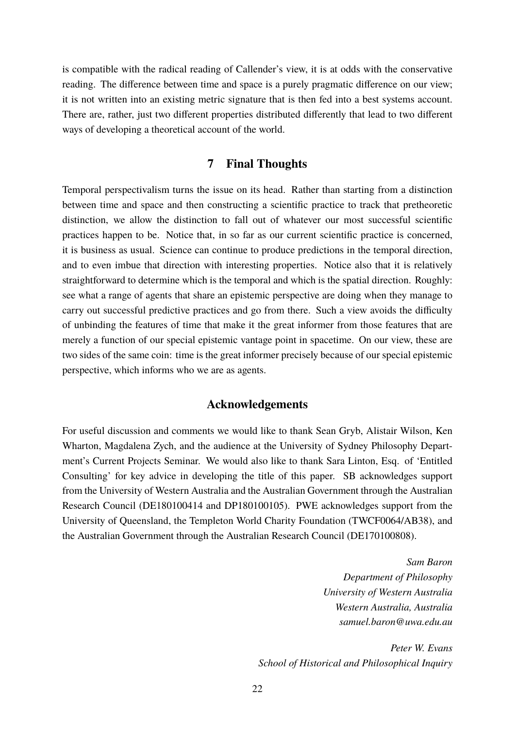is compatible with the radical reading of Callender's view, it is at odds with the conservative reading. The difference between time and space is a purely pragmatic difference on our view; it is not written into an existing metric signature that is then fed into a best systems account. There are, rather, just two different properties distributed differently that lead to two different ways of developing a theoretical account of the world.

## 7 Final Thoughts

Temporal perspectivalism turns the issue on its head. Rather than starting from a distinction between time and space and then constructing a scientific practice to track that pretheoretic distinction, we allow the distinction to fall out of whatever our most successful scientific practices happen to be. Notice that, in so far as our current scientific practice is concerned, it is business as usual. Science can continue to produce predictions in the temporal direction, and to even imbue that direction with interesting properties. Notice also that it is relatively straightforward to determine which is the temporal and which is the spatial direction. Roughly: see what a range of agents that share an epistemic perspective are doing when they manage to carry out successful predictive practices and go from there. Such a view avoids the difficulty of unbinding the features of time that make it the great informer from those features that are merely a function of our special epistemic vantage point in spacetime. On our view, these are two sides of the same coin: time is the great informer precisely because of our special epistemic perspective, which informs who we are as agents.

## Acknowledgements

For useful discussion and comments we would like to thank Sean Gryb, Alistair Wilson, Ken Wharton, Magdalena Zych, and the audience at the University of Sydney Philosophy Department's Current Projects Seminar. We would also like to thank Sara Linton, Esq. of 'Entitled Consulting' for key advice in developing the title of this paper. SB acknowledges support from the University of Western Australia and the Australian Government through the Australian Research Council (DE180100414 and DP180100105). PWE acknowledges support from the University of Queensland, the Templeton World Charity Foundation (TWCF0064/AB38), and the Australian Government through the Australian Research Council (DE170100808).

*Sam Baron*
*Department of Philosophy*
*University of Western Australia*
*Western Australia, Australia*
*samuel.baron@uwa.edu.au*

*Peter W. Evans*
*School of Historical and Philosophical Inquiry*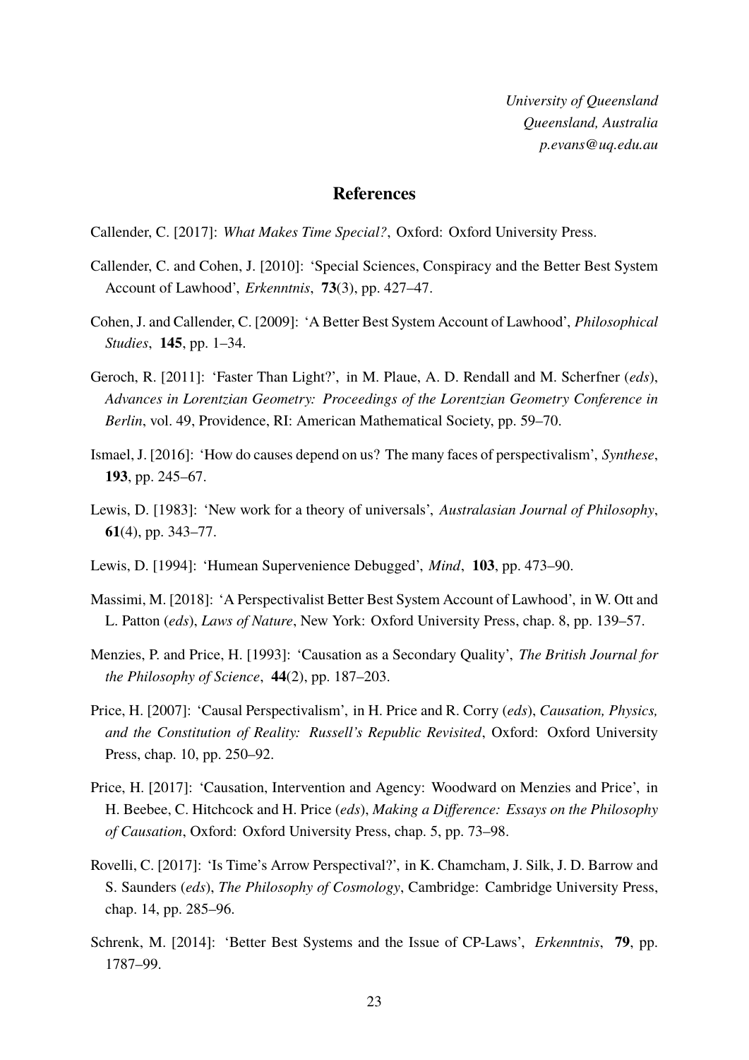*University of Queensland*
*Queensland, Australia*
*p.evans@uq.edu.au*

## References

Callender, C. [2017]: *What Makes Time Special?*, Oxford: Oxford University Press.

Callender, C. and Cohen, J. [2010]: 'Special Sciences, Conspiracy and the Better Best System Account of Lawhood', *Erkenntnis*, **73**(3), pp. 427–47.

Cohen, J. and Callender, C. [2009]: 'A Better Best System Account of Lawhood', *Philosophical Studies*, **145**, pp. 1–34.

Geroch, R. [2011]: 'Faster Than Light?', in M. Plaue, A. D. Rendall and M. Scherfner (*eds*), *Advances in Lorentzian Geometry: Proceedings of the Lorentzian Geometry Conference in Berlin*, vol. 49, Providence, RI: American Mathematical Society, pp. 59–70.

Ismael, J. [2016]: 'How do causes depend on us? The many faces of perspectivalism', *Synthese*, **193**, pp. 245–67.

Lewis, D. [1983]: 'New work for a theory of universals', *Australasian Journal of Philosophy*, **61**(4), pp. 343–77.

Lewis, D. [1994]: 'Humean Supervenience Debugged', *Mind*, **103**, pp. 473–90.

Massimi, M. [2018]: 'A Perspectivalist Better Best System Account of Lawhood', in W. Ott and L. Patton (*eds*), *Laws of Nature*, New York: Oxford University Press, chap. 8, pp. 139–57.

Menzies, P. and Price, H. [1993]: 'Causation as a Secondary Quality', *The British Journal for the Philosophy of Science*, **44**(2), pp. 187–203.

Price, H. [2007]: 'Causal Perspectivalism', in H. Price and R. Corry (*eds*), *Causation, Physics, and the Constitution of Reality: Russell's Republic Revisited*, Oxford: Oxford University Press, chap. 10, pp. 250–92.

Price, H. [2017]: 'Causation, Intervention and Agency: Woodward on Menzies and Price', in H. Beebee, C. Hitchcock and H. Price (*eds*), *Making a Difference: Essays on the Philosophy of Causation*, Oxford: Oxford University Press, chap. 5, pp. 73–98.

Rovelli, C. [2017]: 'Is Time's Arrow Perspectival?', in K. Chamcham, J. Silk, J. D. Barrow and S. Saunders (*eds*), *The Philosophy of Cosmology*, Cambridge: Cambridge University Press, chap. 14, pp. 285–96.

Schrenk, M. [2014]: 'Better Best Systems and the Issue of CP-Laws', *Erkenntnis*, **79**, pp. 1787–99.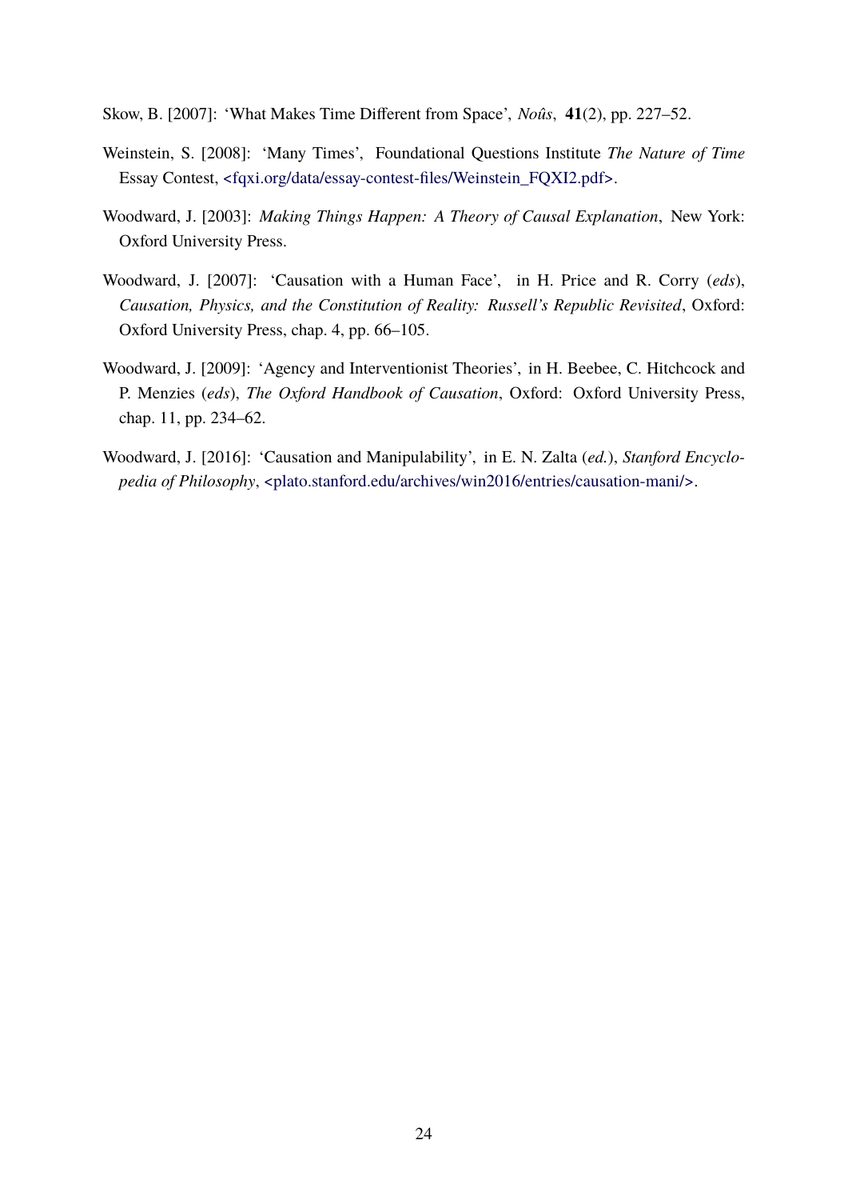Skow, B. [2007]: ‘What Makes Time Different from Space’, *Noûs*, **41**(2), pp. 227–52.

Weinstein, S. [2008]: ‘Many Times’, Foundational Questions Institute *The Nature of Time* Essay Contest, <fqxi.org/data/essay-contest-files/Weinstein_FQXI2.pdf>.

Woodward, J. [2003]: *Making Things Happen: A Theory of Causal Explanation*, New York: Oxford University Press.

Woodward, J. [2007]: ‘Causation with a Human Face’, in H. Price and R. Corry (*eds*), *Causation, Physics, and the Constitution of Reality: Russell’s Republic Revisited*, Oxford: Oxford University Press, chap. 4, pp. 66–105.

Woodward, J. [2009]: ‘Agency and Interventionist Theories’, in H. Beebee, C. Hitchcock and P. Menzies (*eds*), *The Oxford Handbook of Causation*, Oxford: Oxford University Press, chap. 11, pp. 234–62.

Woodward, J. [2016]: ‘Causation and Manipulability’, in E. N. Zalta (*ed.*), *Stanford Encyclopedia of Philosophy*, <plato.stanford.edu/archives/win2016/entries/causation-mani/>.